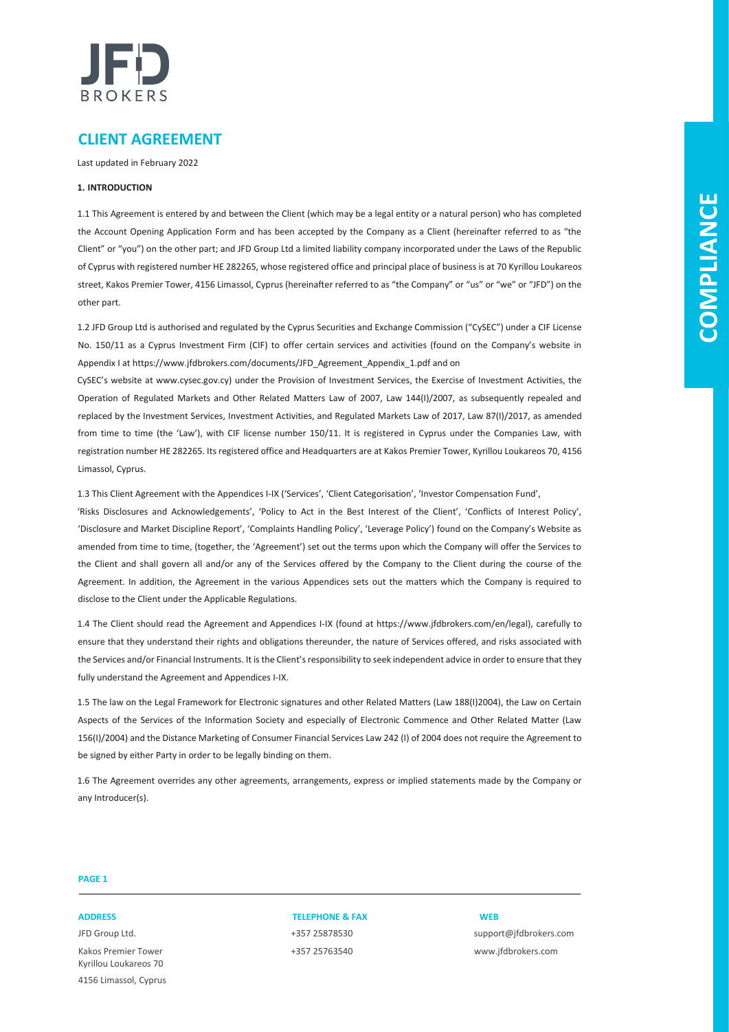# CLIENT AGREEMENT

Last updated in February 2022

## 1. INTRODUCTION

1.1 This Agreement is entered by and between the Client (which may be a legal entity or a natural person) who has completed the Account Opening Application Form and has been accepted by the Company as a Client (hereinafter referred to as "the Client" or "you") on the other part; and JFD Group Ltd a limited liability company incorporated under the Laws of the Republic of Cyprus with registered number HE 282265, whose registered office and principal place of business is at 70 Kyrillou Loukareos street, Kakos Premier Tower, 4156 Limassol, Cyprus (hereinafter referred to as "the Company" or "us" or "we" or "JFD") on the other part.

1.2 JFD Group Ltd is authorised and regulated by the Cyprus Securities and Exchange Commission ("CySEC") under a CIF License No. 150/11 as a Cyprus Investment Firm (CIF) to offer certain services and activities (found on the Company's website in Appendix I at https://www.jfdbrokers.com/documents/JFD_Agreement_Appendix_1.pdf and on CySEC's website at www.cysec.gov.cy) under the Provision of Investment Services, the Exercise of Investment Activities, the Operation of Regulated Markets and Other Related Matters Law of 2007, Law 144(I)/2007, as subsequently repealed and replaced by the Investment Services, Investment Activities, and Regulated Markets Law of 2017, Law 87(I)/2017, as amended from time to time (the 'Law'), with CIF license number 150/11. It is registered in Cyprus under the Companies Law, with registration number HE 282265. Its registered office and Headquarters are at Kakos Premier Tower, Kyrillou Loukareos 70, 4156 Limassol, Cyprus.

1.3 This Client Agreement with the Appendices I-IX ('Services', 'Client Categorisation', 'Investor Compensation Fund', 'Risks Disclosures and Acknowledgements', 'Policy to Act in the Best Interest of the Client', 'Conflicts of Interest Policy', 'Disclosure and Market Discipline Report', 'Complaints Handling Policy', 'Leverage Policy') found on the Company's Website as amended from time to time, (together, the 'Agreement') set out the terms upon which the Company will offer the Services to the Client and shall govern all and/or any of the Services offered by the Company to the Client during the course of the Agreement. In addition, the Agreement in the various Appendices sets out the matters which the Company is required to disclose to the Client under the Applicable Regulations.

1.4 The Client should read the Agreement and Appendices I-IX (found at https://www.jfdbrokers.com/en/legal), carefully to ensure that they understand their rights and obligations thereunder, the nature of Services offered, and risks associated with the Services and/or Financial Instruments. It is the Client's responsibility to seek independent advice in order to ensure that they fully understand the Agreement and Appendices I-IX.

1.5 The law on the Legal Framework for Electronic signatures and other Related Matters (Law 188(I)2004), the Law on Certain Aspects of the Services of the Information Society and especially of Electronic Commence and Other Related Matter (Law 156(I)/2004) and the Distance Marketing of Consumer Financial Services Law 242 (I) of 2004 does not require the Agreement to be signed by either Party in order to be legally binding on them.

1.6 The Agreement overrides any other agreements, arrangements, express or implied statements made by the Company or any Introducer(s).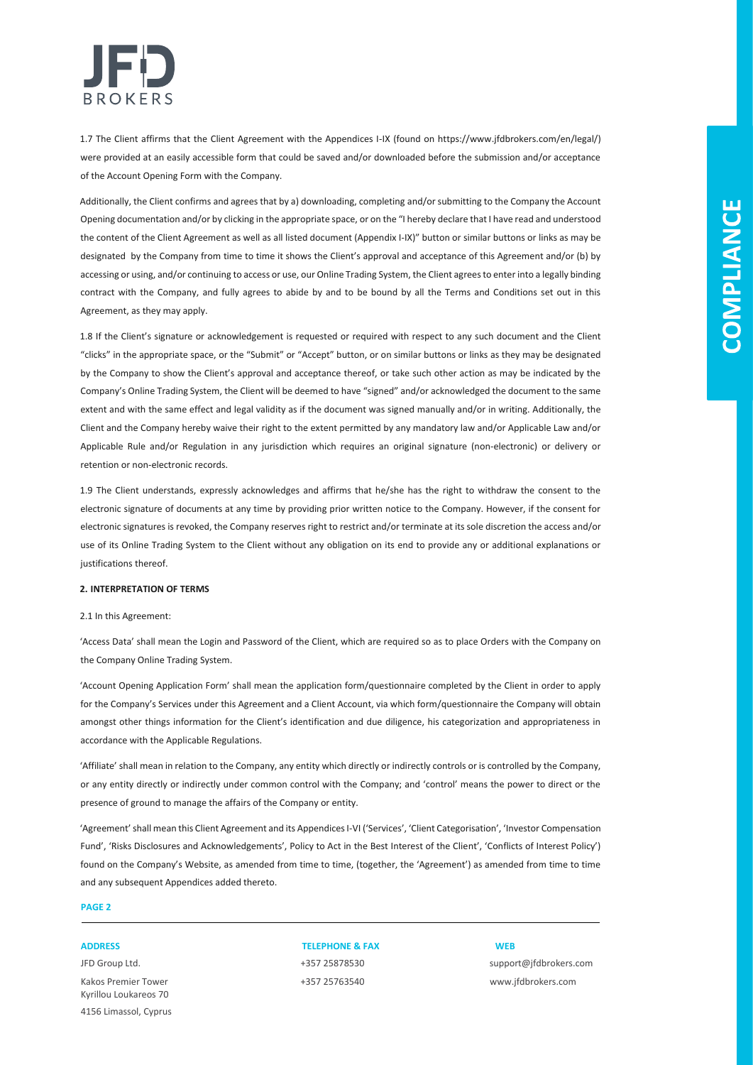1.7 The Client affirms that the Client Agreement with the Appendices I-IX (found on https://www.jfdbrokers.com/en/legal/) were provided at an easily accessible form that could be saved and/or downloaded before the submission and/or acceptance of the Account Opening Form with the Company.

Additionally, the Client confirms and agrees that by a) downloading, completing and/or submitting to the Company the Account Opening documentation and/or by clicking in the appropriate space, or on the "I hereby declare that I have read and understood the content of the Client Agreement as well as all listed document (Appendix I-IX)" button or similar buttons or links as may be designated by the Company from time to time it shows the Client's approval and acceptance of this Agreement and/or (b) by accessing or using, and/or continuing to access or use, our Online Trading System, the Client agrees to enter into a legally binding contract with the Company, and fully agrees to abide by and to be bound by all the Terms and Conditions set out in this Agreement, as they may apply.

1.8 If the Client's signature or acknowledgement is requested or required with respect to any such document and the Client "clicks" in the appropriate space, or the "Submit" or "Accept" button, or on similar buttons or links as they may be designated by the Company to show the Client's approval and acceptance thereof, or take such other action as may be indicated by the Company's Online Trading System, the Client will be deemed to have "signed" and/or acknowledged the document to the same extent and with the same effect and legal validity as if the document was signed manually and/or in writing. Additionally, the Client and the Company hereby waive their right to the extent permitted by any mandatory law and/or Applicable Law and/or Applicable Rule and/or Regulation in any jurisdiction which requires an original signature (non-electronic) or delivery or retention or non-electronic records.

1.9 The Client understands, expressly acknowledges and affirms that he/she has the right to withdraw the consent to the electronic signature of documents at any time by providing prior written notice to the Company. However, if the consent for electronic signatures is revoked, the Company reserves right to restrict and/or terminate at its sole discretion the access and/or use of its Online Trading System to the Client without any obligation on its end to provide any or additional explanations or justifications thereof.

**2. INTERPRETATION OF TERMS**

2.1 In this Agreement:

'Access Data' shall mean the Login and Password of the Client, which are required so as to place Orders with the Company on the Company Online Trading System.

'Account Opening Application Form' shall mean the application form/questionnaire completed by the Client in order to apply for the Company's Services under this Agreement and a Client Account, via which form/questionnaire the Company will obtain amongst other things information for the Client's identification and due diligence, his categorization and appropriateness in accordance with the Applicable Regulations.

'Affiliate' shall mean in relation to the Company, any entity which directly or indirectly controls or is controlled by the Company, or any entity directly or indirectly under common control with the Company; and 'control' means the power to direct or the presence of ground to manage the affairs of the Company or entity.

'Agreement' shall mean this Client Agreement and its Appendices I-VI ('Services', 'Client Categorisation', 'Investor Compensation Fund', 'Risks Disclosures and Acknowledgements', Policy to Act in the Best Interest of the Client', 'Conflicts of Interest Policy') found on the Company's Website, as amended from time to time, (together, the 'Agreement') as amended from time to time and any subsequent Appendices added thereto.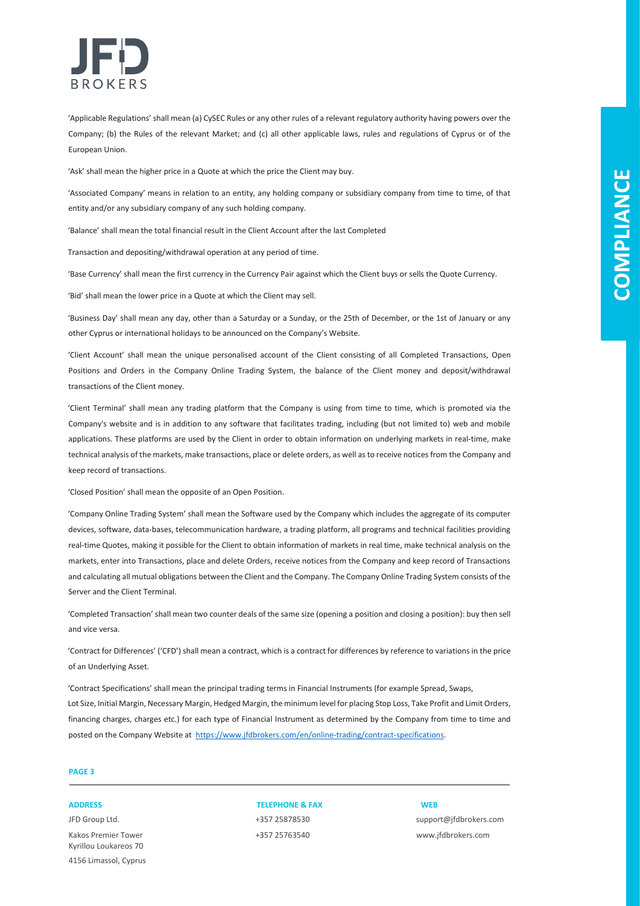'Applicable Regulations' shall mean (a) CySEC Rules or any other rules of a relevant regulatory authority having powers over the Company; (b) the Rules of the relevant Market; and (c) all other applicable laws, rules and regulations of Cyprus or of the European Union.

'Ask' shall mean the higher price in a Quote at which the price the Client may buy.

'Associated Company' means in relation to an entity, any holding company or subsidiary company from time to time, of that entity and/or any subsidiary company of any such holding company.

'Balance' shall mean the total financial result in the Client Account after the last Completed Transaction and depositing/withdrawal operation at any period of time.

'Base Currency' shall mean the first currency in the Currency Pair against which the Client buys or sells the Quote Currency.

'Bid' shall mean the lower price in a Quote at which the Client may sell.

'Business Day' shall mean any day, other than a Saturday or a Sunday, or the 25th of December, or the 1st of January or any other Cyprus or international holidays to be announced on the Company's Website.

'Client Account' shall mean the unique personalised account of the Client consisting of all Completed Transactions, Open Positions and Orders in the Company Online Trading System, the balance of the Client money and deposit/withdrawal transactions of the Client money.

'Client Terminal' shall mean any trading platform that the Company is using from time to time, which is promoted via the Company's website and is in addition to any software that facilitates trading, including (but not limited to) web and mobile applications. These platforms are used by the Client in order to obtain information on underlying markets in real-time, make technical analysis of the markets, make transactions, place or delete orders, as well as to receive notices from the Company and keep record of transactions.

'Closed Position' shall mean the opposite of an Open Position.

'Company Online Trading System' shall mean the Software used by the Company which includes the aggregate of its computer devices, software, data-bases, telecommunication hardware, a trading platform, all programs and technical facilities providing real-time Quotes, making it possible for the Client to obtain information of markets in real time, make technical analysis on the markets, enter into Transactions, place and delete Orders, receive notices from the Company and keep record of Transactions and calculating all mutual obligations between the Client and the Company. The Company Online Trading System consists of the Server and the Client Terminal.

'Completed Transaction' shall mean two counter deals of the same size (opening a position and closing a position): buy then sell and vice versa.

'Contract for Differences' ('CFD') shall mean a contract, which is a contract for differences by reference to variations in the price of an Underlying Asset.

'Contract Specifications' shall mean the principal trading terms in Financial Instruments (for example Spread, Swaps, Lot Size, Initial Margin, Necessary Margin, Hedged Margin, the minimum level for placing Stop Loss, Take Profit and Limit Orders, financing charges, charges etc.) for each type of Financial Instrument as determined by the Company from time to time and posted on the Company Website at https://www.jfdbrokers.com/en/online-trading/contract-specifications.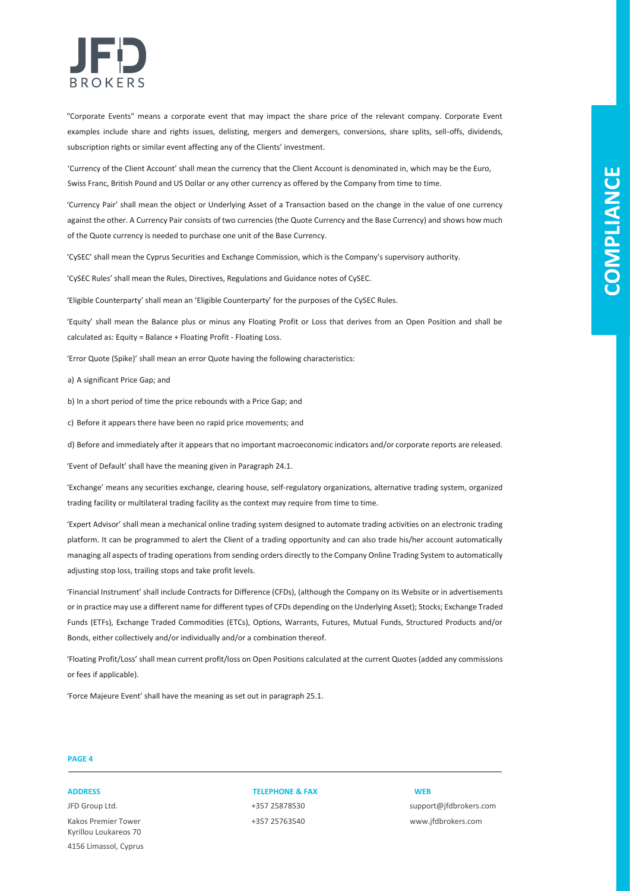"Corporate Events" means a corporate event that may impact the share price of the relevant company. Corporate Event examples include share and rights issues, delisting, mergers and demergers, conversions, share splits, sell-offs, dividends, subscription rights or similar event affecting any of the Clients' investment.

'Currency of the Client Account' shall mean the currency that the Client Account is denominated in, which may be the Euro, Swiss Franc, British Pound and US Dollar or any other currency as offered by the Company from time to time.

'Currency Pair' shall mean the object or Underlying Asset of a Transaction based on the change in the value of one currency against the other. A Currency Pair consists of two currencies (the Quote Currency and the Base Currency) and shows how much of the Quote currency is needed to purchase one unit of the Base Currency.

'CySEC' shall mean the Cyprus Securities and Exchange Commission, which is the Company's supervisory authority.

'CySEC Rules' shall mean the Rules, Directives, Regulations and Guidance notes of CySEC.

'Eligible Counterparty' shall mean an 'Eligible Counterparty' for the purposes of the CySEC Rules.

'Equity' shall mean the Balance plus or minus any Floating Profit or Loss that derives from an Open Position and shall be calculated as: Equity = Balance + Floating Profit - Floating Loss.

'Error Quote (Spike)' shall mean an error Quote having the following characteristics:

a) A significant Price Gap; and

b) In a short period of time the price rebounds with a Price Gap; and

c) Before it appears there have been no rapid price movements; and

d) Before and immediately after it appears that no important macroeconomic indicators and/or corporate reports are released.

'Event of Default' shall have the meaning given in Paragraph 24.1.

'Exchange' means any securities exchange, clearing house, self-regulatory organizations, alternative trading system, organized trading facility or multilateral trading facility as the context may require from time to time.

'Expert Advisor' shall mean a mechanical online trading system designed to automate trading activities on an electronic trading platform. It can be programmed to alert the Client of a trading opportunity and can also trade his/her account automatically managing all aspects of trading operations from sending orders directly to the Company Online Trading System to automatically adjusting stop loss, trailing stops and take profit levels.

'Financial Instrument' shall include Contracts for Difference (CFDs), (although the Company on its Website or in advertisements or in practice may use a different name for different types of CFDs depending on the Underlying Asset); Stocks; Exchange Traded Funds (ETFs), Exchange Traded Commodities (ETCs), Options, Warrants, Futures, Mutual Funds, Structured Products and/or Bonds, either collectively and/or individually and/or a combination thereof.

'Floating Profit/Loss' shall mean current profit/loss on Open Positions calculated at the current Quotes (added any commissions or fees if applicable).

'Force Majeure Event' shall have the meaning as set out in paragraph 25.1.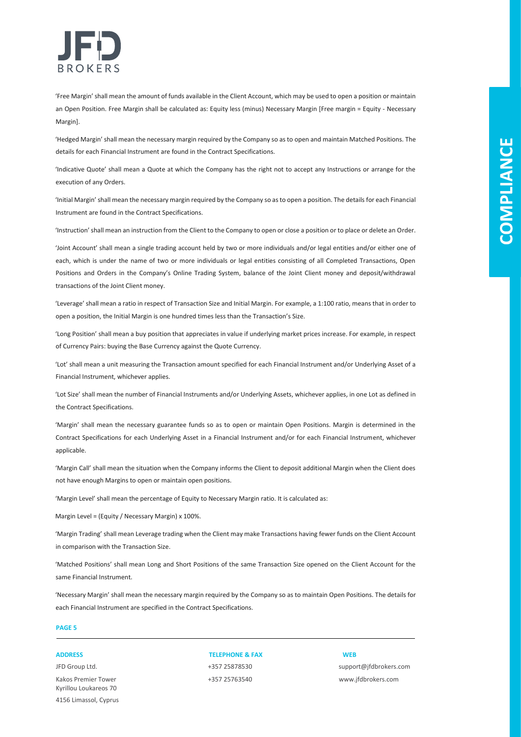'Free Margin' shall mean the amount of funds available in the Client Account, which may be used to open a position or maintain an Open Position. Free Margin shall be calculated as: Equity less (minus) Necessary Margin [Free margin = Equity - Necessary Margin].

'Hedged Margin' shall mean the necessary margin required by the Company so as to open and maintain Matched Positions. The details for each Financial Instrument are found in the Contract Specifications.

'Indicative Quote' shall mean a Quote at which the Company has the right not to accept any Instructions or arrange for the execution of any Orders.

'Initial Margin' shall mean the necessary margin required by the Company so as to open a position. The details for each Financial Instrument are found in the Contract Specifications.

'Instruction' shall mean an instruction from the Client to the Company to open or close a position or to place or delete an Order.

'Joint Account' shall mean a single trading account held by two or more individuals and/or legal entities and/or either one of each, which is under the name of two or more individuals or legal entities consisting of all Completed Transactions, Open Positions and Orders in the Company's Online Trading System, balance of the Joint Client money and deposit/withdrawal transactions of the Joint Client money.

'Leverage' shall mean a ratio in respect of Transaction Size and Initial Margin. For example, a 1:100 ratio, means that in order to open a position, the Initial Margin is one hundred times less than the Transaction's Size.

'Long Position' shall mean a buy position that appreciates in value if underlying market prices increase. For example, in respect of Currency Pairs: buying the Base Currency against the Quote Currency.

'Lot' shall mean a unit measuring the Transaction amount specified for each Financial Instrument and/or Underlying Asset of a Financial Instrument, whichever applies.

'Lot Size' shall mean the number of Financial Instruments and/or Underlying Assets, whichever applies, in one Lot as defined in the Contract Specifications.

'Margin' shall mean the necessary guarantee funds so as to open or maintain Open Positions. Margin is determined in the Contract Specifications for each Underlying Asset in a Financial Instrument and/or for each Financial Instrument, whichever applicable.

'Margin Call' shall mean the situation when the Company informs the Client to deposit additional Margin when the Client does not have enough Margins to open or maintain open positions.

'Margin Level' shall mean the percentage of Equity to Necessary Margin ratio. It is calculated as:

Margin Level = (Equity / Necessary Margin) x 100%.

'Margin Trading' shall mean Leverage trading when the Client may make Transactions having fewer funds on the Client Account in comparison with the Transaction Size.

'Matched Positions' shall mean Long and Short Positions of the same Transaction Size opened on the Client Account for the same Financial Instrument.

'Necessary Margin' shall mean the necessary margin required by the Company so as to maintain Open Positions. The details for each Financial Instrument are specified in the Contract Specifications.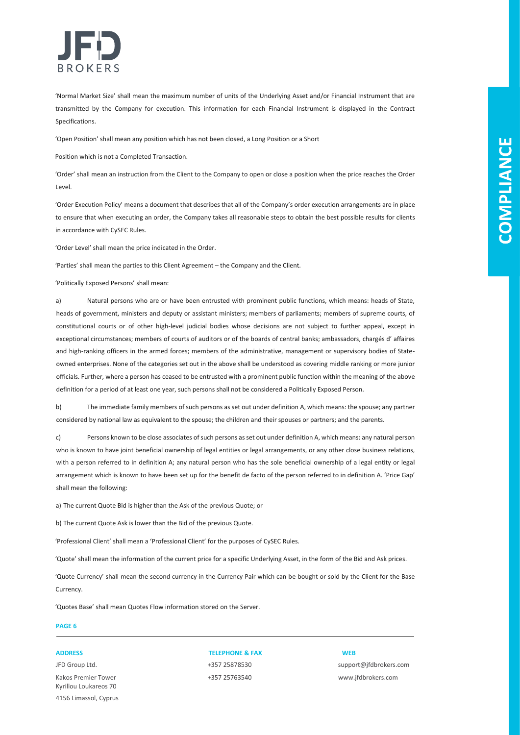'Normal Market Size' shall mean the maximum number of units of the Underlying Asset and/or Financial Instrument that are transmitted by the Company for execution. This information for each Financial Instrument is displayed in the Contract Specifications.

'Open Position' shall mean any position which has not been closed, a Long Position or a Short

Position which is not a Completed Transaction.

'Order' shall mean an instruction from the Client to the Company to open or close a position when the price reaches the Order Level.

'Order Execution Policy' means a document that describes that all of the Company's order execution arrangements are in place to ensure that when executing an order, the Company takes all reasonable steps to obtain the best possible results for clients in accordance with CySEC Rules.

'Order Level' shall mean the price indicated in the Order.

'Parties' shall mean the parties to this Client Agreement – the Company and the Client.

'Politically Exposed Persons' shall mean:

a) Natural persons who are or have been entrusted with prominent public functions, which means: heads of State, heads of government, ministers and deputy or assistant ministers; members of parliaments; members of supreme courts, of constitutional courts or of other high-level judicial bodies whose decisions are not subject to further appeal, except in exceptional circumstances; members of courts of auditors or of the boards of central banks; ambassadors, chargés d' affaires and high-ranking officers in the armed forces; members of the administrative, management or supervisory bodies of State-owned enterprises. None of the categories set out in the above shall be understood as covering middle ranking or more junior officials. Further, where a person has ceased to be entrusted with a prominent public function within the meaning of the above definition for a period of at least one year, such persons shall not be considered a Politically Exposed Person.

b) The immediate family members of such persons as set out under definition A, which means: the spouse; any partner considered by national law as equivalent to the spouse; the children and their spouses or partners; and the parents.

c) Persons known to be close associates of such persons as set out under definition A, which means: any natural person who is known to have joint beneficial ownership of legal entities or legal arrangements, or any other close business relations, with a person referred to in definition A; any natural person who has the sole beneficial ownership of a legal entity or legal arrangement which is known to have been set up for the benefit de facto of the person referred to in definition A. 'Price Gap' shall mean the following:

a) The current Quote Bid is higher than the Ask of the previous Quote; or

b) The current Quote Ask is lower than the Bid of the previous Quote.

'Professional Client' shall mean a 'Professional Client' for the purposes of CySEC Rules.

'Quote' shall mean the information of the current price for a specific Underlying Asset, in the form of the Bid and Ask prices.

'Quote Currency' shall mean the second currency in the Currency Pair which can be bought or sold by the Client for the Base Currency.

'Quotes Base' shall mean Quotes Flow information stored on the Server.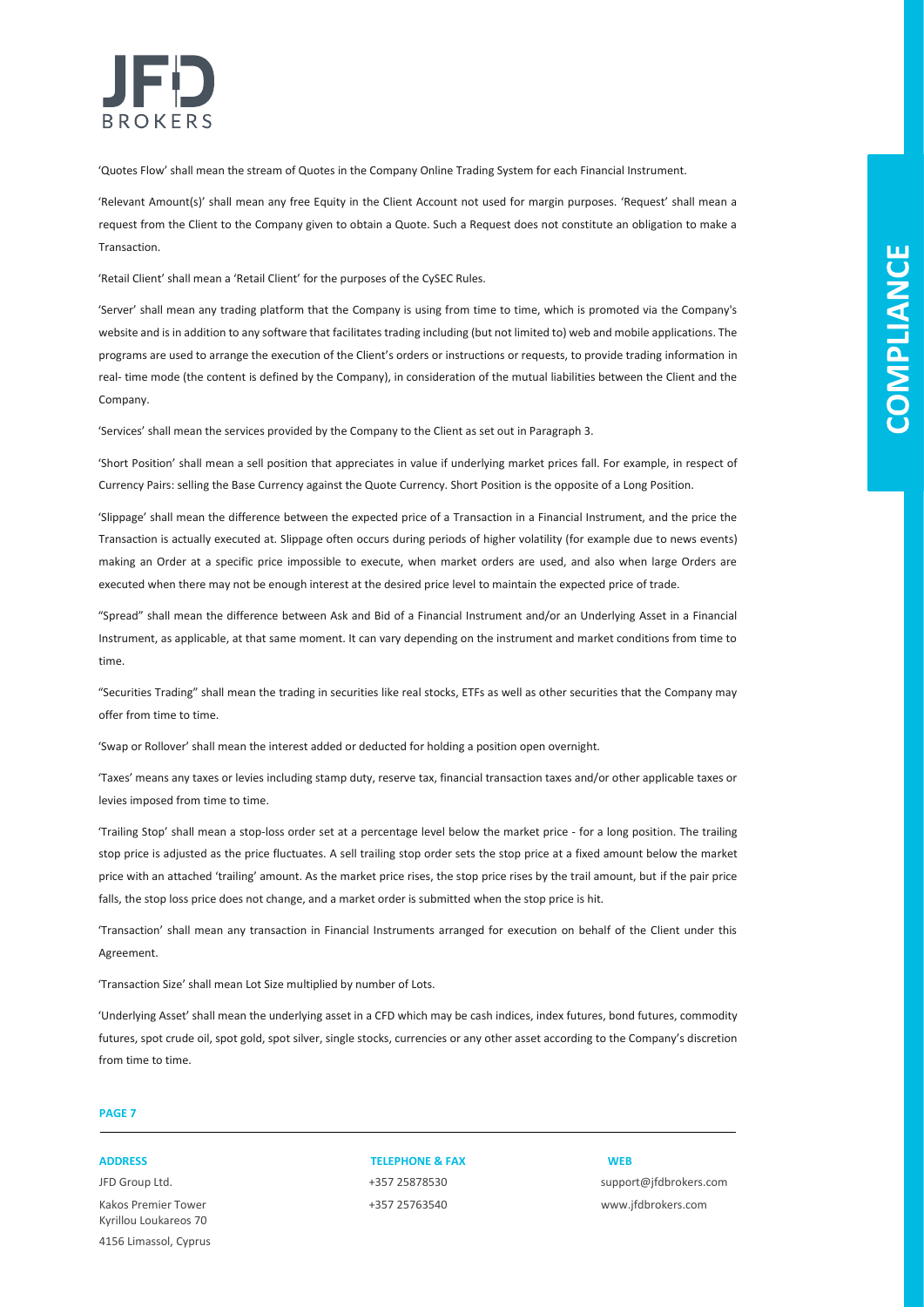'Quotes Flow' shall mean the stream of Quotes in the Company Online Trading System for each Financial Instrument.

'Relevant Amount(s)' shall mean any free Equity in the Client Account not used for margin purposes. 'Request' shall mean a request from the Client to the Company given to obtain a Quote. Such a Request does not constitute an obligation to make a Transaction.

'Retail Client' shall mean a 'Retail Client' for the purposes of the CySEC Rules.

'Server' shall mean any trading platform that the Company is using from time to time, which is promoted via the Company's website and is in addition to any software that facilitates trading including (but not limited to) web and mobile applications. The programs are used to arrange the execution of the Client's orders or instructions or requests, to provide trading information in real- time mode (the content is defined by the Company), in consideration of the mutual liabilities between the Client and the Company.

'Services' shall mean the services provided by the Company to the Client as set out in Paragraph 3.

'Short Position' shall mean a sell position that appreciates in value if underlying market prices fall. For example, in respect of Currency Pairs: selling the Base Currency against the Quote Currency. Short Position is the opposite of a Long Position.

'Slippage' shall mean the difference between the expected price of a Transaction in a Financial Instrument, and the price the Transaction is actually executed at. Slippage often occurs during periods of higher volatility (for example due to news events) making an Order at a specific price impossible to execute, when market orders are used, and also when large Orders are executed when there may not be enough interest at the desired price level to maintain the expected price of trade.

"Spread" shall mean the difference between Ask and Bid of a Financial Instrument and/or an Underlying Asset in a Financial Instrument, as applicable, at that same moment. It can vary depending on the instrument and market conditions from time to time.

"Securities Trading" shall mean the trading in securities like real stocks, ETFs as well as other securities that the Company may offer from time to time.

'Swap or Rollover' shall mean the interest added or deducted for holding a position open overnight.

'Taxes' means any taxes or levies including stamp duty, reserve tax, financial transaction taxes and/or other applicable taxes or levies imposed from time to time.

'Trailing Stop' shall mean a stop-loss order set at a percentage level below the market price - for a long position. The trailing stop price is adjusted as the price fluctuates. A sell trailing stop order sets the stop price at a fixed amount below the market price with an attached 'trailing' amount. As the market price rises, the stop price rises by the trail amount, but if the pair price falls, the stop loss price does not change, and a market order is submitted when the stop price is hit.

'Transaction' shall mean any transaction in Financial Instruments arranged for execution on behalf of the Client under this Agreement.

'Transaction Size' shall mean Lot Size multiplied by number of Lots.

'Underlying Asset' shall mean the underlying asset in a CFD which may be cash indices, index futures, bond futures, commodity futures, spot crude oil, spot gold, spot silver, single stocks, currencies or any other asset according to the Company's discretion from time to time.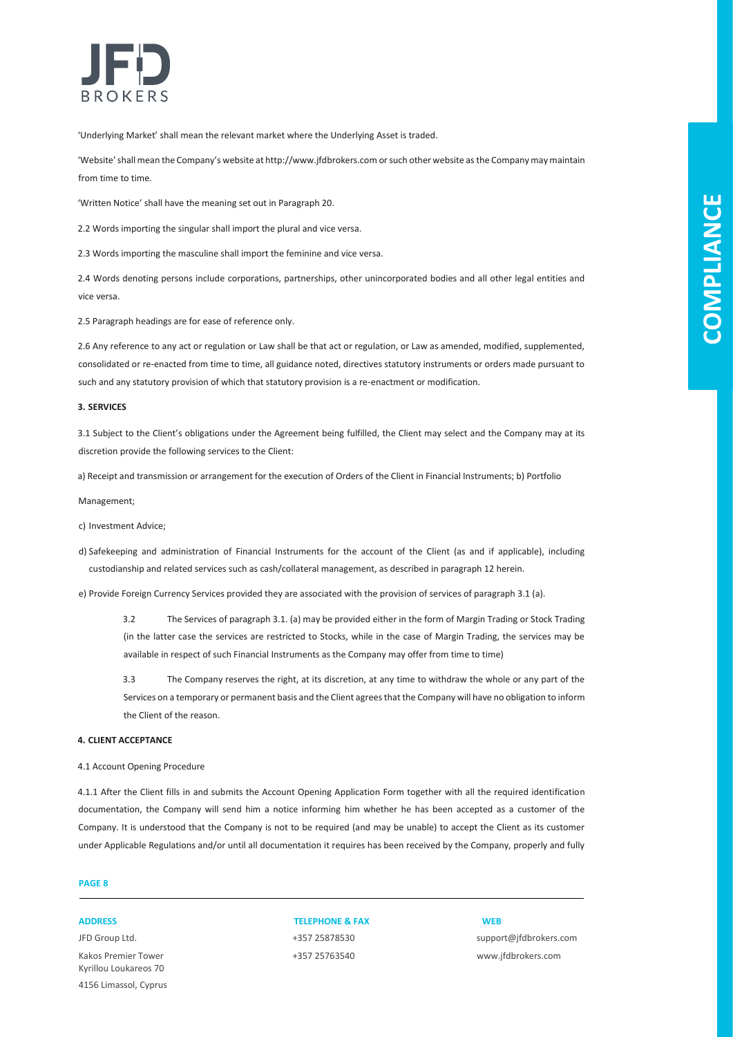'Underlying Market' shall mean the relevant market where the Underlying Asset is traded.

'Website' shall mean the Company's website at http://www.jfdbrokers.com or such other website as the Company may maintain from time to time.

'Written Notice' shall have the meaning set out in Paragraph 20.

2.2 Words importing the singular shall import the plural and vice versa.

2.3 Words importing the masculine shall import the feminine and vice versa.

2.4 Words denoting persons include corporations, partnerships, other unincorporated bodies and all other legal entities and vice versa.

2.5 Paragraph headings are for ease of reference only.

2.6 Any reference to any act or regulation or Law shall be that act or regulation, or Law as amended, modified, supplemented, consolidated or re-enacted from time to time, all guidance noted, directives statutory instruments or orders made pursuant to such and any statutory provision of which that statutory provision is a re-enactment or modification.

**3. SERVICES**

3.1 Subject to the Client's obligations under the Agreement being fulfilled, the Client may select and the Company may at its discretion provide the following services to the Client:

a) Receipt and transmission or arrangement for the execution of Orders of the Client in Financial Instruments; b) Portfolio Management;

c) Investment Advice;

d) Safekeeping and administration of Financial Instruments for the account of the Client (as and if applicable), including custodianship and related services such as cash/collateral management, as described in paragraph 12 herein.

e) Provide Foreign Currency Services provided they are associated with the provision of services of paragraph 3.1 (a).

3.2 The Services of paragraph 3.1. (a) may be provided either in the form of Margin Trading or Stock Trading (in the latter case the services are restricted to Stocks, while in the case of Margin Trading, the services may be available in respect of such Financial Instruments as the Company may offer from time to time)

3.3 The Company reserves the right, at its discretion, at any time to withdraw the whole or any part of the Services on a temporary or permanent basis and the Client agrees that the Company will have no obligation to inform the Client of the reason.

**4. CLIENT ACCEPTANCE**

4.1 Account Opening Procedure

4.1.1 After the Client fills in and submits the Account Opening Application Form together with all the required identification documentation, the Company will send him a notice informing him whether he has been accepted as a customer of the Company. It is understood that the Company is not to be required (and may be unable) to accept the Client as its customer under Applicable Regulations and/or until all documentation it requires has been received by the Company, properly and fully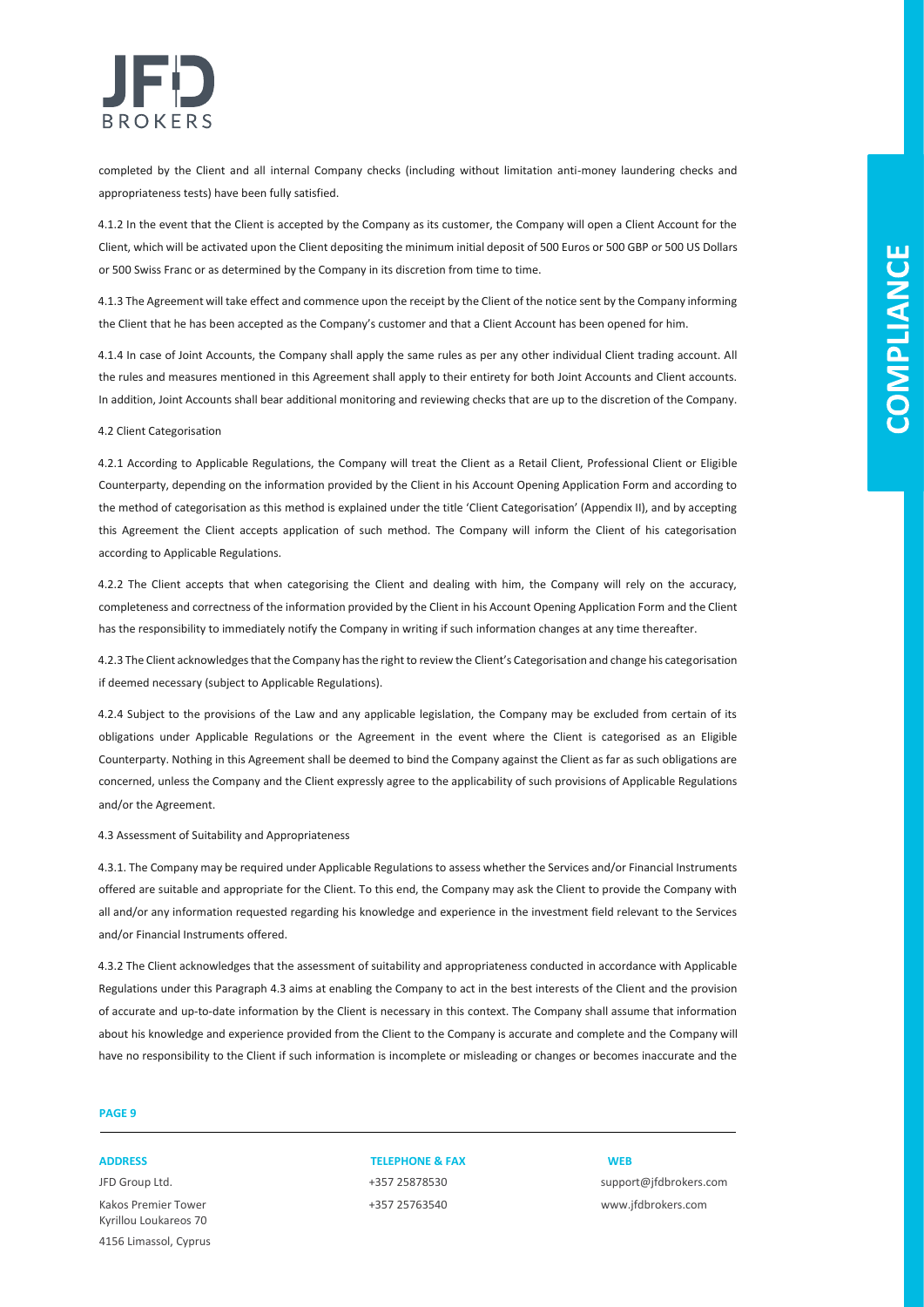completed by the Client and all internal Company checks (including without limitation anti-money laundering checks and appropriateness tests) have been fully satisfied.

4.1.2 In the event that the Client is accepted by the Company as its customer, the Company will open a Client Account for the Client, which will be activated upon the Client depositing the minimum initial deposit of 500 Euros or 500 GBP or 500 US Dollars or 500 Swiss Franc or as determined by the Company in its discretion from time to time.

4.1.3 The Agreement will take effect and commence upon the receipt by the Client of the notice sent by the Company informing the Client that he has been accepted as the Company's customer and that a Client Account has been opened for him.

4.1.4 In case of Joint Accounts, the Company shall apply the same rules as per any other individual Client trading account. All the rules and measures mentioned in this Agreement shall apply to their entirety for both Joint Accounts and Client accounts. In addition, Joint Accounts shall bear additional monitoring and reviewing checks that are up to the discretion of the Company.

4.2 Client Categorisation

4.2.1 According to Applicable Regulations, the Company will treat the Client as a Retail Client, Professional Client or Eligible Counterparty, depending on the information provided by the Client in his Account Opening Application Form and according to the method of categorisation as this method is explained under the title 'Client Categorisation' (Appendix II), and by accepting this Agreement the Client accepts application of such method. The Company will inform the Client of his categorisation according to Applicable Regulations.

4.2.2 The Client accepts that when categorising the Client and dealing with him, the Company will rely on the accuracy, completeness and correctness of the information provided by the Client in his Account Opening Application Form and the Client has the responsibility to immediately notify the Company in writing if such information changes at any time thereafter.

4.2.3 The Client acknowledges that the Company has the right to review the Client's Categorisation and change his categorisation if deemed necessary (subject to Applicable Regulations).

4.2.4 Subject to the provisions of the Law and any applicable legislation, the Company may be excluded from certain of its obligations under Applicable Regulations or the Agreement in the event where the Client is categorised as an Eligible Counterparty. Nothing in this Agreement shall be deemed to bind the Company against the Client as far as such obligations are concerned, unless the Company and the Client expressly agree to the applicability of such provisions of Applicable Regulations and/or the Agreement.

4.3 Assessment of Suitability and Appropriateness

4.3.1. The Company may be required under Applicable Regulations to assess whether the Services and/or Financial Instruments offered are suitable and appropriate for the Client. To this end, the Company may ask the Client to provide the Company with all and/or any information requested regarding his knowledge and experience in the investment field relevant to the Services and/or Financial Instruments offered.

4.3.2 The Client acknowledges that the assessment of suitability and appropriateness conducted in accordance with Applicable Regulations under this Paragraph 4.3 aims at enabling the Company to act in the best interests of the Client and the provision of accurate and up-to-date information by the Client is necessary in this context. The Company shall assume that information about his knowledge and experience provided from the Client to the Company is accurate and complete and the Company will have no responsibility to the Client if such information is incomplete or misleading or changes or becomes inaccurate and the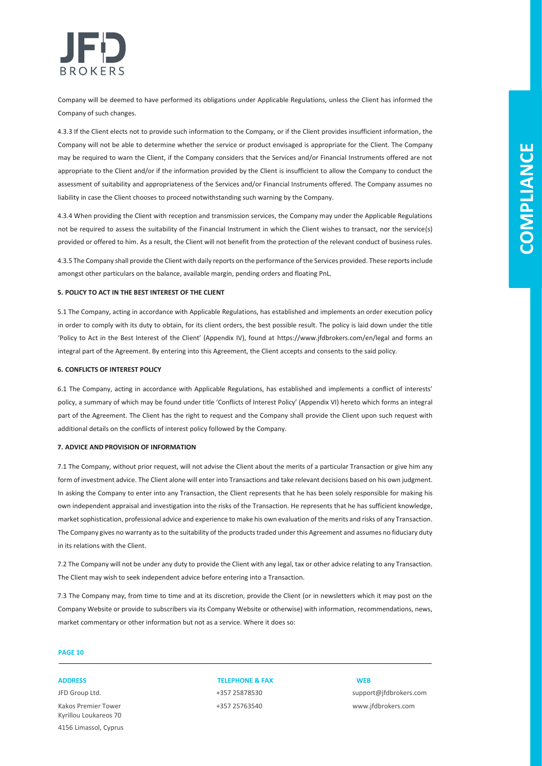Company will be deemed to have performed its obligations under Applicable Regulations, unless the Client has informed the Company of such changes.

4.3.3 If the Client elects not to provide such information to the Company, or if the Client provides insufficient information, the Company will not be able to determine whether the service or product envisaged is appropriate for the Client. The Company may be required to warn the Client, if the Company considers that the Services and/or Financial Instruments offered are not appropriate to the Client and/or if the information provided by the Client is insufficient to allow the Company to conduct the assessment of suitability and appropriateness of the Services and/or Financial Instruments offered. The Company assumes no liability in case the Client chooses to proceed notwithstanding such warning by the Company.

4.3.4 When providing the Client with reception and transmission services, the Company may under the Applicable Regulations not be required to assess the suitability of the Financial Instrument in which the Client wishes to transact, nor the service(s) provided or offered to him. As a result, the Client will not benefit from the protection of the relevant conduct of business rules.

4.3.5 The Company shall provide the Client with daily reports on the performance of the Services provided. These reports include amongst other particulars on the balance, available margin, pending orders and floating PnL.

**5. POLICY TO ACT IN THE BEST INTEREST OF THE CLIENT**

5.1 The Company, acting in accordance with Applicable Regulations, has established and implements an order execution policy in order to comply with its duty to obtain, for its client orders, the best possible result. The policy is laid down under the title 'Policy to Act in the Best Interest of the Client' (Appendix IV), found at https://www.jfdbrokers.com/en/legal and forms an integral part of the Agreement. By entering into this Agreement, the Client accepts and consents to the said policy.

**6. CONFLICTS OF INTEREST POLICY**

6.1 The Company, acting in accordance with Applicable Regulations, has established and implements a conflict of interests' policy, a summary of which may be found under title 'Conflicts of Interest Policy' (Appendix VI) hereto which forms an integral part of the Agreement. The Client has the right to request and the Company shall provide the Client upon such request with additional details on the conflicts of interest policy followed by the Company.

**7. ADVICE AND PROVISION OF INFORMATION**

7.1 The Company, without prior request, will not advise the Client about the merits of a particular Transaction or give him any form of investment advice. The Client alone will enter into Transactions and take relevant decisions based on his own judgment. In asking the Company to enter into any Transaction, the Client represents that he has been solely responsible for making his own independent appraisal and investigation into the risks of the Transaction. He represents that he has sufficient knowledge, market sophistication, professional advice and experience to make his own evaluation of the merits and risks of any Transaction. The Company gives no warranty as to the suitability of the products traded under this Agreement and assumes no fiduciary duty in its relations with the Client.

7.2 The Company will not be under any duty to provide the Client with any legal, tax or other advice relating to any Transaction. The Client may wish to seek independent advice before entering into a Transaction.

7.3 The Company may, from time to time and at its discretion, provide the Client (or in newsletters which it may post on the Company Website or provide to subscribers via its Company Website or otherwise) with information, recommendations, news, market commentary or other information but not as a service. Where it does so: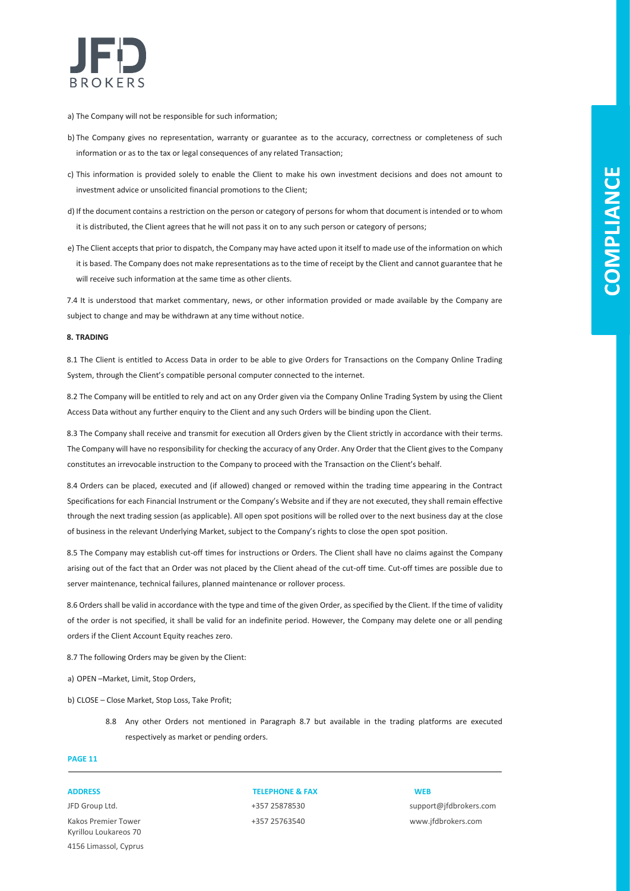a) The Company will not be responsible for such information;

b) The Company gives no representation, warranty or guarantee as to the accuracy, correctness or completeness of such information or as to the tax or legal consequences of any related Transaction;

c) This information is provided solely to enable the Client to make his own investment decisions and does not amount to investment advice or unsolicited financial promotions to the Client;

d) If the document contains a restriction on the person or category of persons for whom that document is intended or to whom it is distributed, the Client agrees that he will not pass it on to any such person or category of persons;

e) The Client accepts that prior to dispatch, the Company may have acted upon it itself to made use of the information on which it is based. The Company does not make representations as to the time of receipt by the Client and cannot guarantee that he will receive such information at the same time as other clients.

7.4 It is understood that market commentary, news, or other information provided or made available by the Company are subject to change and may be withdrawn at any time without notice.

**8. TRADING**

8.1 The Client is entitled to Access Data in order to be able to give Orders for Transactions on the Company Online Trading System, through the Client's compatible personal computer connected to the internet.

8.2 The Company will be entitled to rely and act on any Order given via the Company Online Trading System by using the Client Access Data without any further enquiry to the Client and any such Orders will be binding upon the Client.

8.3 The Company shall receive and transmit for execution all Orders given by the Client strictly in accordance with their terms. The Company will have no responsibility for checking the accuracy of any Order. Any Order that the Client gives to the Company constitutes an irrevocable instruction to the Company to proceed with the Transaction on the Client's behalf.

8.4 Orders can be placed, executed and (if allowed) changed or removed within the trading time appearing in the Contract Specifications for each Financial Instrument or the Company's Website and if they are not executed, they shall remain effective through the next trading session (as applicable). All open spot positions will be rolled over to the next business day at the close of business in the relevant Underlying Market, subject to the Company's rights to close the open spot position.

8.5 The Company may establish cut-off times for instructions or Orders. The Client shall have no claims against the Company arising out of the fact that an Order was not placed by the Client ahead of the cut-off time. Cut-off times are possible due to server maintenance, technical failures, planned maintenance or rollover process.

8.6 Orders shall be valid in accordance with the type and time of the given Order, as specified by the Client. If the time of validity of the order is not specified, it shall be valid for an indefinite period. However, the Company may delete one or all pending orders if the Client Account Equity reaches zero.

8.7 The following Orders may be given by the Client:

a) OPEN –Market, Limit, Stop Orders,

b) CLOSE – Close Market, Stop Loss, Take Profit;

8.8 Any other Orders not mentioned in Paragraph 8.7 but available in the trading platforms are executed respectively as market or pending orders.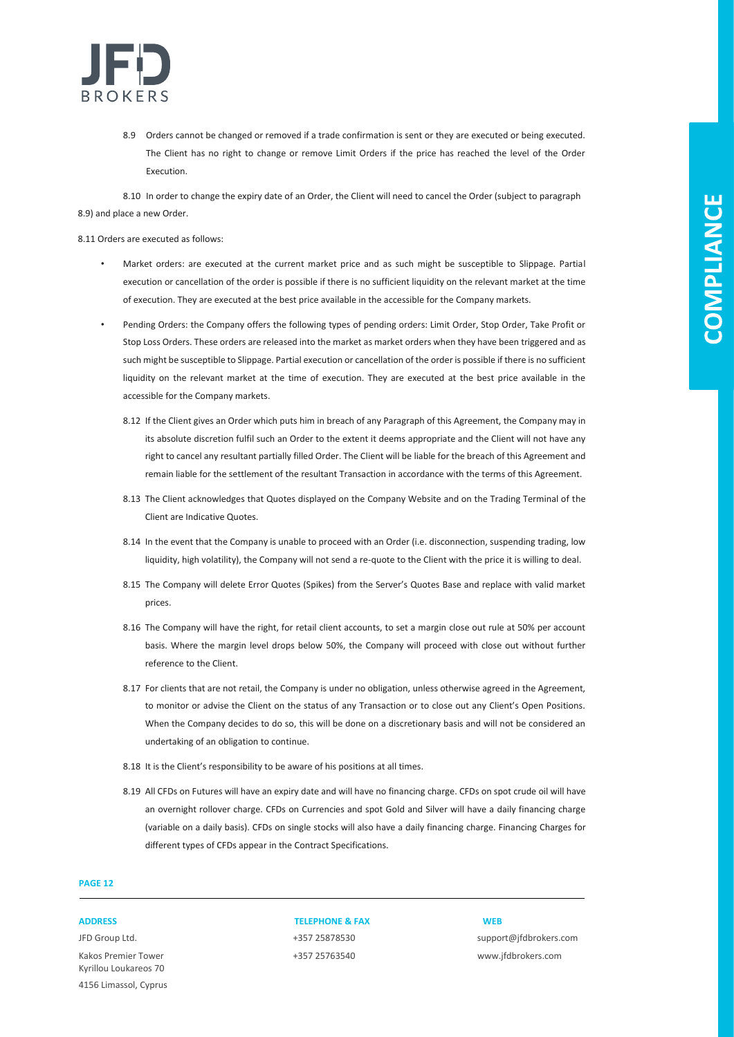8.9 Orders cannot be changed or removed if a trade confirmation is sent or they are executed or being executed. The Client has no right to change or remove Limit Orders if the price has reached the level of the Order Execution.

8.10 In order to change the expiry date of an Order, the Client will need to cancel the Order (subject to paragraph 8.9) and place a new Order.

8.11 Orders are executed as follows:

- Market orders: are executed at the current market price and as such might be susceptible to Slippage. Partial execution or cancellation of the order is possible if there is no sufficient liquidity on the relevant market at the time of execution. They are executed at the best price available in the accessible for the Company markets.
- Pending Orders: the Company offers the following types of pending orders: Limit Order, Stop Order, Take Profit or Stop Loss Orders. These orders are released into the market as market orders when they have been triggered and as such might be susceptible to Slippage. Partial execution or cancellation of the order is possible if there is no sufficient liquidity on the relevant market at the time of execution. They are executed at the best price available in the accessible for the Company markets.

8.12 If the Client gives an Order which puts him in breach of any Paragraph of this Agreement, the Company may in its absolute discretion fulfil such an Order to the extent it deems appropriate and the Client will not have any right to cancel any resultant partially filled Order. The Client will be liable for the breach of this Agreement and remain liable for the settlement of the resultant Transaction in accordance with the terms of this Agreement.

8.13 The Client acknowledges that Quotes displayed on the Company Website and on the Trading Terminal of the Client are Indicative Quotes.

8.14 In the event that the Company is unable to proceed with an Order (i.e. disconnection, suspending trading, low liquidity, high volatility), the Company will not send a re-quote to the Client with the price it is willing to deal.

8.15 The Company will delete Error Quotes (Spikes) from the Server's Quotes Base and replace with valid market prices.

8.16 The Company will have the right, for retail client accounts, to set a margin close out rule at 50% per account basis. Where the margin level drops below 50%, the Company will proceed with close out without further reference to the Client.

8.17 For clients that are not retail, the Company is under no obligation, unless otherwise agreed in the Agreement, to monitor or advise the Client on the status of any Transaction or to close out any Client's Open Positions. When the Company decides to do so, this will be done on a discretionary basis and will not be considered an undertaking of an obligation to continue.

8.18 It is the Client's responsibility to be aware of his positions at all times.

8.19 All CFDs on Futures will have an expiry date and will have no financing charge. CFDs on spot crude oil will have an overnight rollover charge. CFDs on Currencies and spot Gold and Silver will have a daily financing charge (variable on a daily basis). CFDs on single stocks will also have a daily financing charge. Financing Charges for different types of CFDs appear in the Contract Specifications.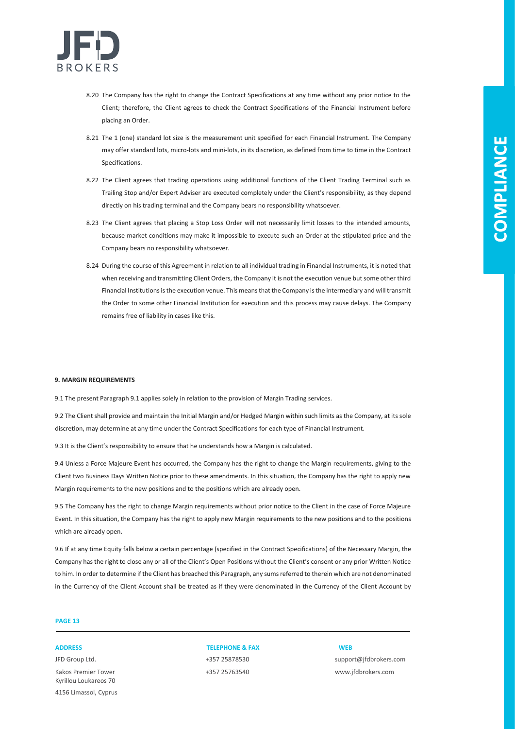8.20 The Company has the right to change the Contract Specifications at any time without any prior notice to the Client; therefore, the Client agrees to check the Contract Specifications of the Financial Instrument before placing an Order.

8.21 The 1 (one) standard lot size is the measurement unit specified for each Financial Instrument. The Company may offer standard lots, micro-lots and mini-lots, in its discretion, as defined from time to time in the Contract Specifications.

8.22 The Client agrees that trading operations using additional functions of the Client Trading Terminal such as Trailing Stop and/or Expert Adviser are executed completely under the Client's responsibility, as they depend directly on his trading terminal and the Company bears no responsibility whatsoever.

8.23 The Client agrees that placing a Stop Loss Order will not necessarily limit losses to the intended amounts, because market conditions may make it impossible to execute such an Order at the stipulated price and the Company bears no responsibility whatsoever.

8.24 During the course of this Agreement in relation to all individual trading in Financial Instruments, it is noted that when receiving and transmitting Client Orders, the Company it is not the execution venue but some other third Financial Institutions is the execution venue. This means that the Company is the intermediary and will transmit the Order to some other Financial Institution for execution and this process may cause delays. The Company remains free of liability in cases like this.

**9. MARGIN REQUIREMENTS**

9.1 The present Paragraph 9.1 applies solely in relation to the provision of Margin Trading services.

9.2 The Client shall provide and maintain the Initial Margin and/or Hedged Margin within such limits as the Company, at its sole discretion, may determine at any time under the Contract Specifications for each type of Financial Instrument.

9.3 It is the Client's responsibility to ensure that he understands how a Margin is calculated.

9.4 Unless a Force Majeure Event has occurred, the Company has the right to change the Margin requirements, giving to the Client two Business Days Written Notice prior to these amendments. In this situation, the Company has the right to apply new Margin requirements to the new positions and to the positions which are already open.

9.5 The Company has the right to change Margin requirements without prior notice to the Client in the case of Force Majeure Event. In this situation, the Company has the right to apply new Margin requirements to the new positions and to the positions which are already open.

9.6 If at any time Equity falls below a certain percentage (specified in the Contract Specifications) of the Necessary Margin, the Company has the right to close any or all of the Client's Open Positions without the Client's consent or any prior Written Notice to him. In order to determine if the Client has breached this Paragraph, any sums referred to therein which are not denominated in the Currency of the Client Account shall be treated as if they were denominated in the Currency of the Client Account by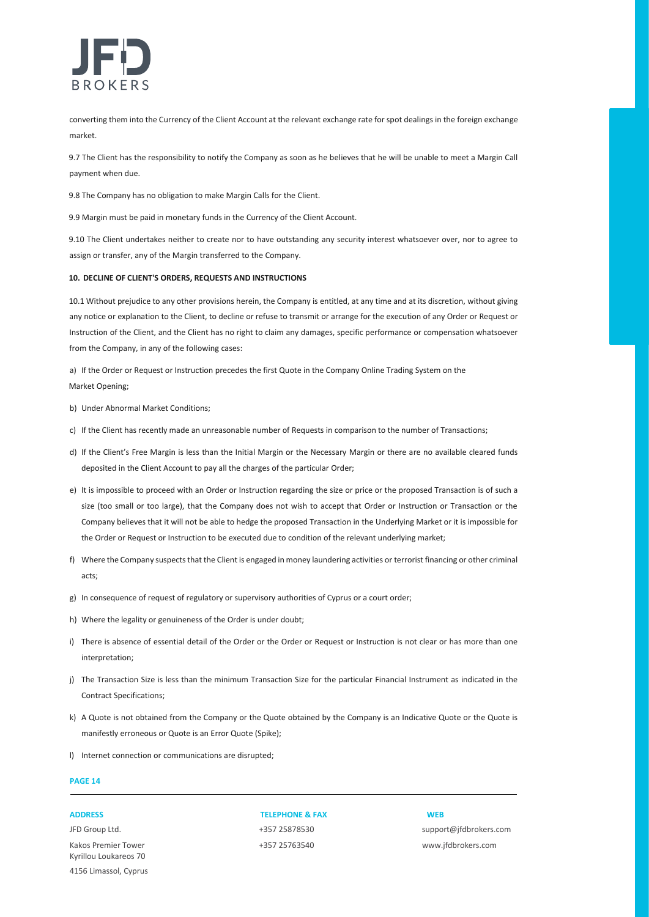converting them into the Currency of the Client Account at the relevant exchange rate for spot dealings in the foreign exchange market.

9.7 The Client has the responsibility to notify the Company as soon as he believes that he will be unable to meet a Margin Call payment when due.

9.8 The Company has no obligation to make Margin Calls for the Client.

9.9 Margin must be paid in monetary funds in the Currency of the Client Account.

9.10 The Client undertakes neither to create nor to have outstanding any security interest whatsoever over, nor to agree to assign or transfer, any of the Margin transferred to the Company.

**10. DECLINE OF CLIENT'S ORDERS, REQUESTS AND INSTRUCTIONS**

10.1 Without prejudice to any other provisions herein, the Company is entitled, at any time and at its discretion, without giving any notice or explanation to the Client, to decline or refuse to transmit or arrange for the execution of any Order or Request or Instruction of the Client, and the Client has no right to claim any damages, specific performance or compensation whatsoever from the Company, in any of the following cases:

a) If the Order or Request or Instruction precedes the first Quote in the Company Online Trading System on the Market Opening;

b) Under Abnormal Market Conditions;

c) If the Client has recently made an unreasonable number of Requests in comparison to the number of Transactions;

d) If the Client's Free Margin is less than the Initial Margin or the Necessary Margin or there are no available cleared funds deposited in the Client Account to pay all the charges of the particular Order;

e) It is impossible to proceed with an Order or Instruction regarding the size or price or the proposed Transaction is of such a size (too small or too large), that the Company does not wish to accept that Order or Instruction or Transaction or the Company believes that it will not be able to hedge the proposed Transaction in the Underlying Market or it is impossible for the Order or Request or Instruction to be executed due to condition of the relevant underlying market;

f) Where the Company suspects that the Client is engaged in money laundering activities or terrorist financing or other criminal acts;

g) In consequence of request of regulatory or supervisory authorities of Cyprus or a court order;

h) Where the legality or genuineness of the Order is under doubt;

i) There is absence of essential detail of the Order or the Order or Request or Instruction is not clear or has more than one interpretation;

j) The Transaction Size is less than the minimum Transaction Size for the particular Financial Instrument as indicated in the Contract Specifications;

k) A Quote is not obtained from the Company or the Quote obtained by the Company is an Indicative Quote or the Quote is manifestly erroneous or Quote is an Error Quote (Spike);

l) Internet connection or communications are disrupted;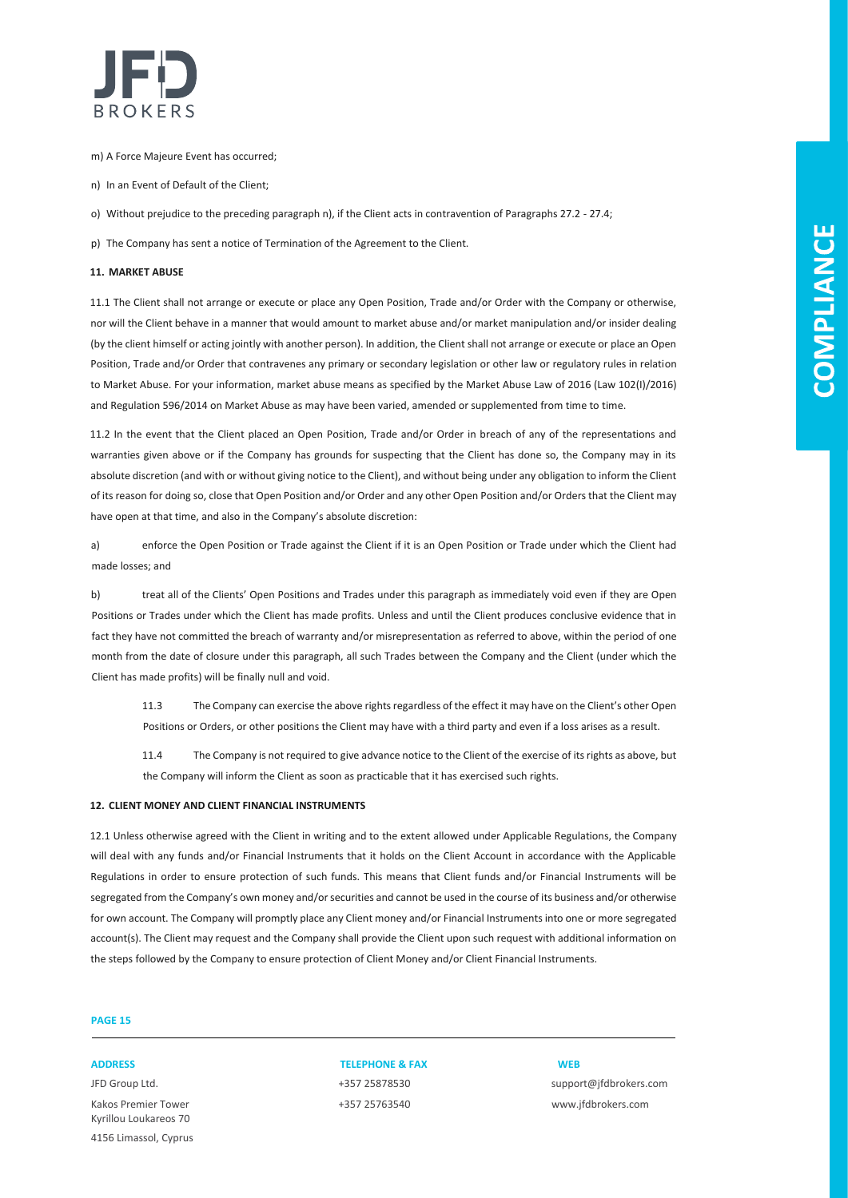m) A Force Majeure Event has occurred;

n) In an Event of Default of the Client;

o) Without prejudice to the preceding paragraph n), if the Client acts in contravention of Paragraphs 27.2 - 27.4;

p) The Company has sent a notice of Termination of the Agreement to the Client.

## 11. MARKET ABUSE

11.1 The Client shall not arrange or execute or place any Open Position, Trade and/or Order with the Company or otherwise, nor will the Client behave in a manner that would amount to market abuse and/or market manipulation and/or insider dealing (by the client himself or acting jointly with another person). In addition, the Client shall not arrange or execute or place an Open Position, Trade and/or Order that contravenes any primary or secondary legislation or other law or regulatory rules in relation to Market Abuse. For your information, market abuse means as specified by the Market Abuse Law of 2016 (Law 102(I)/2016) and Regulation 596/2014 on Market Abuse as may have been varied, amended or supplemented from time to time.

11.2 In the event that the Client placed an Open Position, Trade and/or Order in breach of any of the representations and warranties given above or if the Company has grounds for suspecting that the Client has done so, the Company may in its absolute discretion (and with or without giving notice to the Client), and without being under any obligation to inform the Client of its reason for doing so, close that Open Position and/or Order and any other Open Position and/or Orders that the Client may have open at that time, and also in the Company's absolute discretion:

a) enforce the Open Position or Trade against the Client if it is an Open Position or Trade under which the Client had made losses; and

b) treat all of the Clients' Open Positions and Trades under this paragraph as immediately void even if they are Open Positions or Trades under which the Client has made profits. Unless and until the Client produces conclusive evidence that in fact they have not committed the breach of warranty and/or misrepresentation as referred to above, within the period of one month from the date of closure under this paragraph, all such Trades between the Company and the Client (under which the Client has made profits) will be finally null and void.

11.3 The Company can exercise the above rights regardless of the effect it may have on the Client's other Open Positions or Orders, or other positions the Client may have with a third party and even if a loss arises as a result.

11.4 The Company is not required to give advance notice to the Client of the exercise of its rights as above, but the Company will inform the Client as soon as practicable that it has exercised such rights.

## 12. CLIENT MONEY AND CLIENT FINANCIAL INSTRUMENTS

12.1 Unless otherwise agreed with the Client in writing and to the extent allowed under Applicable Regulations, the Company will deal with any funds and/or Financial Instruments that it holds on the Client Account in accordance with the Applicable Regulations in order to ensure protection of such funds. This means that Client funds and/or Financial Instruments will be segregated from the Company's own money and/or securities and cannot be used in the course of its business and/or otherwise for own account. The Company will promptly place any Client money and/or Financial Instruments into one or more segregated account(s). The Client may request and the Company shall provide the Client upon such request with additional information on the steps followed by the Company to ensure protection of Client Money and/or Client Financial Instruments.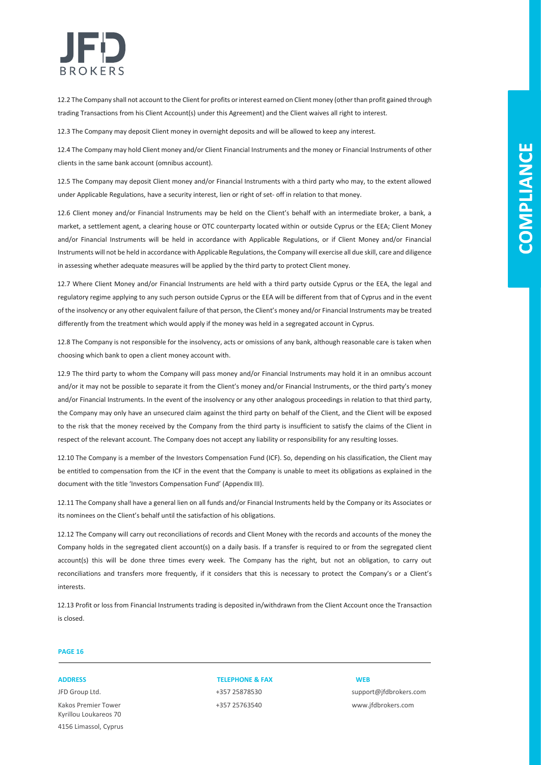12.2 The Company shall not account to the Client for profits or interest earned on Client money (other than profit gained through trading Transactions from his Client Account(s) under this Agreement) and the Client waives all right to interest.

12.3 The Company may deposit Client money in overnight deposits and will be allowed to keep any interest.

12.4 The Company may hold Client money and/or Client Financial Instruments and the money or Financial Instruments of other clients in the same bank account (omnibus account).

12.5 The Company may deposit Client money and/or Financial Instruments with a third party who may, to the extent allowed under Applicable Regulations, have a security interest, lien or right of set- off in relation to that money.

12.6 Client money and/or Financial Instruments may be held on the Client's behalf with an intermediate broker, a bank, a market, a settlement agent, a clearing house or OTC counterparty located within or outside Cyprus or the EEA; Client Money and/or Financial Instruments will be held in accordance with Applicable Regulations, or if Client Money and/or Financial Instruments will not be held in accordance with Applicable Regulations, the Company will exercise all due skill, care and diligence in assessing whether adequate measures will be applied by the third party to protect Client money.

12.7 Where Client Money and/or Financial Instruments are held with a third party outside Cyprus or the EEA, the legal and regulatory regime applying to any such person outside Cyprus or the EEA will be different from that of Cyprus and in the event of the insolvency or any other equivalent failure of that person, the Client's money and/or Financial Instruments may be treated differently from the treatment which would apply if the money was held in a segregated account in Cyprus.

12.8 The Company is not responsible for the insolvency, acts or omissions of any bank, although reasonable care is taken when choosing which bank to open a client money account with.

12.9 The third party to whom the Company will pass money and/or Financial Instruments may hold it in an omnibus account and/or it may not be possible to separate it from the Client's money and/or Financial Instruments, or the third party's money and/or Financial Instruments. In the event of the insolvency or any other analogous proceedings in relation to that third party, the Company may only have an unsecured claim against the third party on behalf of the Client, and the Client will be exposed to the risk that the money received by the Company from the third party is insufficient to satisfy the claims of the Client in respect of the relevant account. The Company does not accept any liability or responsibility for any resulting losses.

12.10 The Company is a member of the Investors Compensation Fund (ICF). So, depending on his classification, the Client may be entitled to compensation from the ICF in the event that the Company is unable to meet its obligations as explained in the document with the title 'Investors Compensation Fund' (Appendix III).

12.11 The Company shall have a general lien on all funds and/or Financial Instruments held by the Company or its Associates or its nominees on the Client's behalf until the satisfaction of his obligations.

12.12 The Company will carry out reconciliations of records and Client Money with the records and accounts of the money the Company holds in the segregated client account(s) on a daily basis. If a transfer is required to or from the segregated client account(s) this will be done three times every week. The Company has the right, but not an obligation, to carry out reconciliations and transfers more frequently, if it considers that this is necessary to protect the Company's or a Client's interests.

12.13 Profit or loss from Financial Instruments trading is deposited in/withdrawn from the Client Account once the Transaction is closed.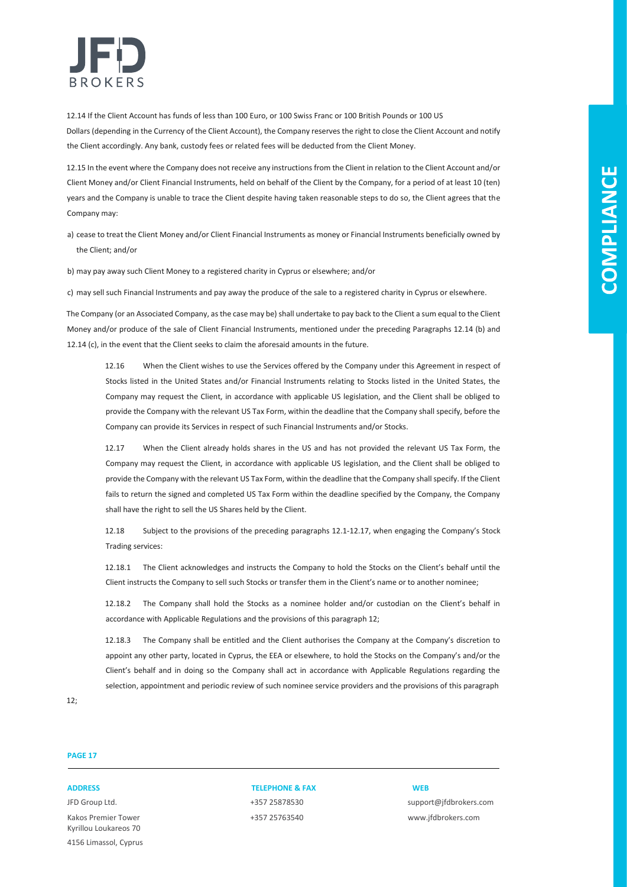12.14 If the Client Account has funds of less than 100 Euro, or 100 Swiss Franc or 100 British Pounds or 100 US Dollars (depending in the Currency of the Client Account), the Company reserves the right to close the Client Account and notify the Client accordingly. Any bank, custody fees or related fees will be deducted from the Client Money.

12.15 In the event where the Company does not receive any instructions from the Client in relation to the Client Account and/or Client Money and/or Client Financial Instruments, held on behalf of the Client by the Company, for a period of at least 10 (ten) years and the Company is unable to trace the Client despite having taken reasonable steps to do so, the Client agrees that the Company may:

a) cease to treat the Client Money and/or Client Financial Instruments as money or Financial Instruments beneficially owned by the Client; and/or

b) may pay away such Client Money to a registered charity in Cyprus or elsewhere; and/or

c) may sell such Financial Instruments and pay away the produce of the sale to a registered charity in Cyprus or elsewhere.

The Company (or an Associated Company, as the case may be) shall undertake to pay back to the Client a sum equal to the Client Money and/or produce of the sale of Client Financial Instruments, mentioned under the preceding Paragraphs 12.14 (b) and 12.14 (c), in the event that the Client seeks to claim the aforesaid amounts in the future.

12.16 When the Client wishes to use the Services offered by the Company under this Agreement in respect of Stocks listed in the United States and/or Financial Instruments relating to Stocks listed in the United States, the Company may request the Client, in accordance with applicable US legislation, and the Client shall be obliged to provide the Company with the relevant US Tax Form, within the deadline that the Company shall specify, before the Company can provide its Services in respect of such Financial Instruments and/or Stocks.

12.17 When the Client already holds shares in the US and has not provided the relevant US Tax Form, the Company may request the Client, in accordance with applicable US legislation, and the Client shall be obliged to provide the Company with the relevant US Tax Form, within the deadline that the Company shall specify. If the Client fails to return the signed and completed US Tax Form within the deadline specified by the Company, the Company shall have the right to sell the US Shares held by the Client.

12.18 Subject to the provisions of the preceding paragraphs 12.1-12.17, when engaging the Company's Stock Trading services:

12.18.1 The Client acknowledges and instructs the Company to hold the Stocks on the Client's behalf until the Client instructs the Company to sell such Stocks or transfer them in the Client's name or to another nominee;

12.18.2 The Company shall hold the Stocks as a nominee holder and/or custodian on the Client's behalf in accordance with Applicable Regulations and the provisions of this paragraph 12;

12.18.3 The Company shall be entitled and the Client authorises the Company at the Company's discretion to appoint any other party, located in Cyprus, the EEA or elsewhere, to hold the Stocks on the Company's and/or the Client's behalf and in doing so the Company shall act in accordance with Applicable Regulations regarding the selection, appointment and periodic review of such nominee service providers and the provisions of this paragraph 12;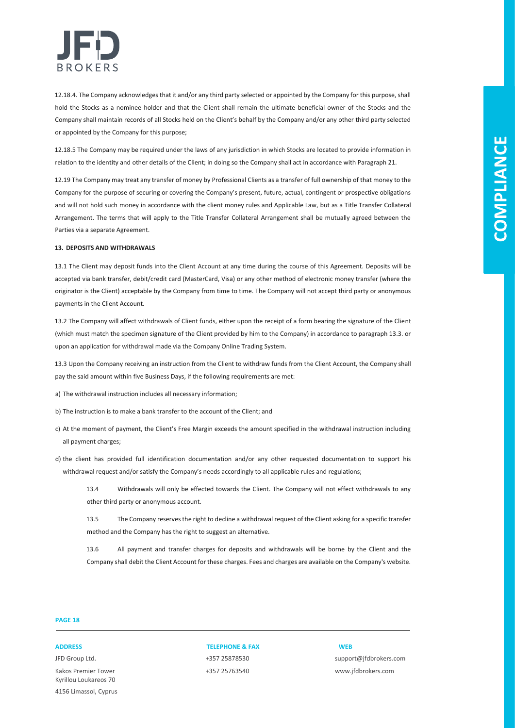12.18.4. The Company acknowledges that it and/or any third party selected or appointed by the Company for this purpose, shall hold the Stocks as a nominee holder and that the Client shall remain the ultimate beneficial owner of the Stocks and the Company shall maintain records of all Stocks held on the Client's behalf by the Company and/or any other third party selected or appointed by the Company for this purpose;

12.18.5 The Company may be required under the laws of any jurisdiction in which Stocks are located to provide information in relation to the identity and other details of the Client; in doing so the Company shall act in accordance with Paragraph 21.

12.19 The Company may treat any transfer of money by Professional Clients as a transfer of full ownership of that money to the Company for the purpose of securing or covering the Company's present, future, actual, contingent or prospective obligations and will not hold such money in accordance with the client money rules and Applicable Law, but as a Title Transfer Collateral Arrangement. The terms that will apply to the Title Transfer Collateral Arrangement shall be mutually agreed between the Parties via a separate Agreement.

**13. DEPOSITS AND WITHDRAWALS**

13.1 The Client may deposit funds into the Client Account at any time during the course of this Agreement. Deposits will be accepted via bank transfer, debit/credit card (MasterCard, Visa) or any other method of electronic money transfer (where the originator is the Client) acceptable by the Company from time to time. The Company will not accept third party or anonymous payments in the Client Account.

13.2 The Company will affect withdrawals of Client funds, either upon the receipt of a form bearing the signature of the Client (which must match the specimen signature of the Client provided by him to the Company) in accordance to paragraph 13.3. or upon an application for withdrawal made via the Company Online Trading System.

13.3 Upon the Company receiving an instruction from the Client to withdraw funds from the Client Account, the Company shall pay the said amount within five Business Days, if the following requirements are met:

a) The withdrawal instruction includes all necessary information;

b) The instruction is to make a bank transfer to the account of the Client; and

c) At the moment of payment, the Client's Free Margin exceeds the amount specified in the withdrawal instruction including all payment charges;

d) the client has provided full identification documentation and/or any other requested documentation to support his withdrawal request and/or satisfy the Company's needs accordingly to all applicable rules and regulations;

13.4 Withdrawals will only be effected towards the Client. The Company will not effect withdrawals to any other third party or anonymous account.

13.5 The Company reserves the right to decline a withdrawal request of the Client asking for a specific transfer method and the Company has the right to suggest an alternative.

13.6 All payment and transfer charges for deposits and withdrawals will be borne by the Client and the Company shall debit the Client Account for these charges. Fees and charges are available on the Company's website.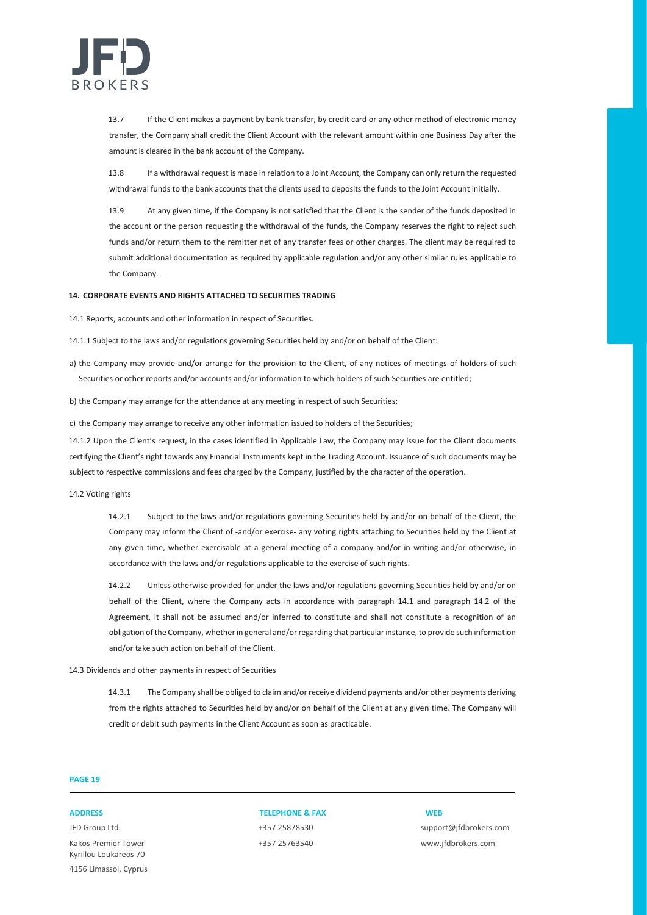13.7 If the Client makes a payment by bank transfer, by credit card or any other method of electronic money transfer, the Company shall credit the Client Account with the relevant amount within one Business Day after the amount is cleared in the bank account of the Company.

13.8 If a withdrawal request is made in relation to a Joint Account, the Company can only return the requested withdrawal funds to the bank accounts that the clients used to deposits the funds to the Joint Account initially.

13.9 At any given time, if the Company is not satisfied that the Client is the sender of the funds deposited in the account or the person requesting the withdrawal of the funds, the Company reserves the right to reject such funds and/or return them to the remitter net of any transfer fees or other charges. The client may be required to submit additional documentation as required by applicable regulation and/or any other similar rules applicable to the Company.

## 14. CORPORATE EVENTS AND RIGHTS ATTACHED TO SECURITIES TRADING

14.1 Reports, accounts and other information in respect of Securities.

14.1.1 Subject to the laws and/or regulations governing Securities held by and/or on behalf of the Client:

a) the Company may provide and/or arrange for the provision to the Client, of any notices of meetings of holders of such Securities or other reports and/or accounts and/or information to which holders of such Securities are entitled;

b) the Company may arrange for the attendance at any meeting in respect of such Securities;

c) the Company may arrange to receive any other information issued to holders of the Securities;

14.1.2 Upon the Client's request, in the cases identified in Applicable Law, the Company may issue for the Client documents certifying the Client's right towards any Financial Instruments kept in the Trading Account. Issuance of such documents may be subject to respective commissions and fees charged by the Company, justified by the character of the operation.

14.2 Voting rights

14.2.1 Subject to the laws and/or regulations governing Securities held by and/or on behalf of the Client, the Company may inform the Client of -and/or exercise- any voting rights attaching to Securities held by the Client at any given time, whether exercisable at a general meeting of a company and/or in writing and/or otherwise, in accordance with the laws and/or regulations applicable to the exercise of such rights.

14.2.2 Unless otherwise provided for under the laws and/or regulations governing Securities held by and/or on behalf of the Client, where the Company acts in accordance with paragraph 14.1 and paragraph 14.2 of the Agreement, it shall not be assumed and/or inferred to constitute and shall not constitute a recognition of an obligation of the Company, whether in general and/or regarding that particular instance, to provide such information and/or take such action on behalf of the Client.

14.3 Dividends and other payments in respect of Securities

14.3.1 The Company shall be obliged to claim and/or receive dividend payments and/or other payments deriving from the rights attached to Securities held by and/or on behalf of the Client at any given time. The Company will credit or debit such payments in the Client Account as soon as practicable.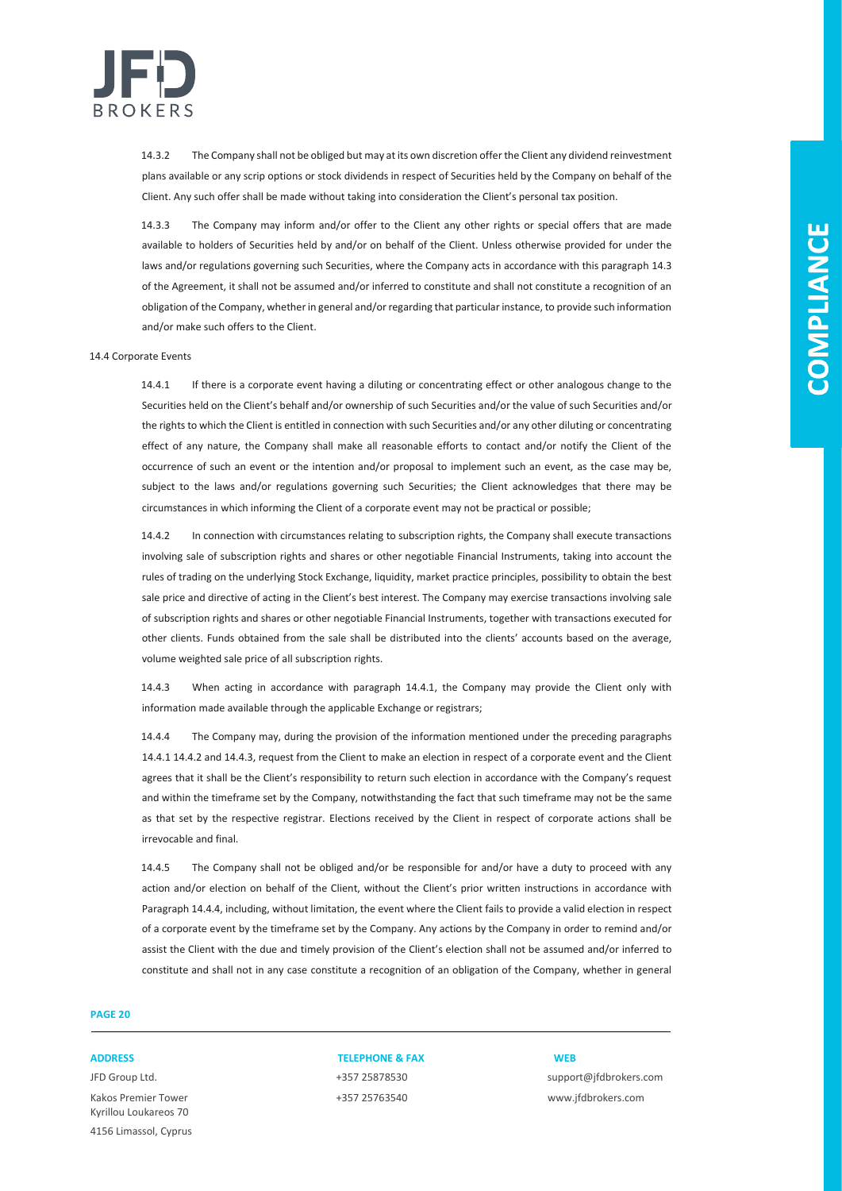14.3.2 The Company shall not be obliged but may at its own discretion offer the Client any dividend reinvestment plans available or any scrip options or stock dividends in respect of Securities held by the Company on behalf of the Client. Any such offer shall be made without taking into consideration the Client's personal tax position.

14.3.3 The Company may inform and/or offer to the Client any other rights or special offers that are made available to holders of Securities held by and/or on behalf of the Client. Unless otherwise provided for under the laws and/or regulations governing such Securities, where the Company acts in accordance with this paragraph 14.3 of the Agreement, it shall not be assumed and/or inferred to constitute and shall not constitute a recognition of an obligation of the Company, whether in general and/or regarding that particular instance, to provide such information and/or make such offers to the Client.

14.4 Corporate Events

14.4.1 If there is a corporate event having a diluting or concentrating effect or other analogous change to the Securities held on the Client's behalf and/or ownership of such Securities and/or the value of such Securities and/or the rights to which the Client is entitled in connection with such Securities and/or any other diluting or concentrating effect of any nature, the Company shall make all reasonable efforts to contact and/or notify the Client of the occurrence of such an event or the intention and/or proposal to implement such an event, as the case may be, subject to the laws and/or regulations governing such Securities; the Client acknowledges that there may be circumstances in which informing the Client of a corporate event may not be practical or possible;

14.4.2 In connection with circumstances relating to subscription rights, the Company shall execute transactions involving sale of subscription rights and shares or other negotiable Financial Instruments, taking into account the rules of trading on the underlying Stock Exchange, liquidity, market practice principles, possibility to obtain the best sale price and directive of acting in the Client's best interest. The Company may exercise transactions involving sale of subscription rights and shares or other negotiable Financial Instruments, together with transactions executed for other clients. Funds obtained from the sale shall be distributed into the clients' accounts based on the average, volume weighted sale price of all subscription rights.

14.4.3 When acting in accordance with paragraph 14.4.1, the Company may provide the Client only with information made available through the applicable Exchange or registrars;

14.4.4 The Company may, during the provision of the information mentioned under the preceding paragraphs 14.4.1 14.4.2 and 14.4.3, request from the Client to make an election in respect of a corporate event and the Client agrees that it shall be the Client's responsibility to return such election in accordance with the Company's request and within the timeframe set by the Company, notwithstanding the fact that such timeframe may not be the same as that set by the respective registrar. Elections received by the Client in respect of corporate actions shall be irrevocable and final.

14.4.5 The Company shall not be obliged and/or be responsible for and/or have a duty to proceed with any action and/or election on behalf of the Client, without the Client's prior written instructions in accordance with Paragraph 14.4.4, including, without limitation, the event where the Client fails to provide a valid election in respect of a corporate event by the timeframe set by the Company. Any actions by the Company in order to remind and/or assist the Client with the due and timely provision of the Client's election shall not be assumed and/or inferred to constitute and shall not in any case constitute a recognition of an obligation of the Company, whether in general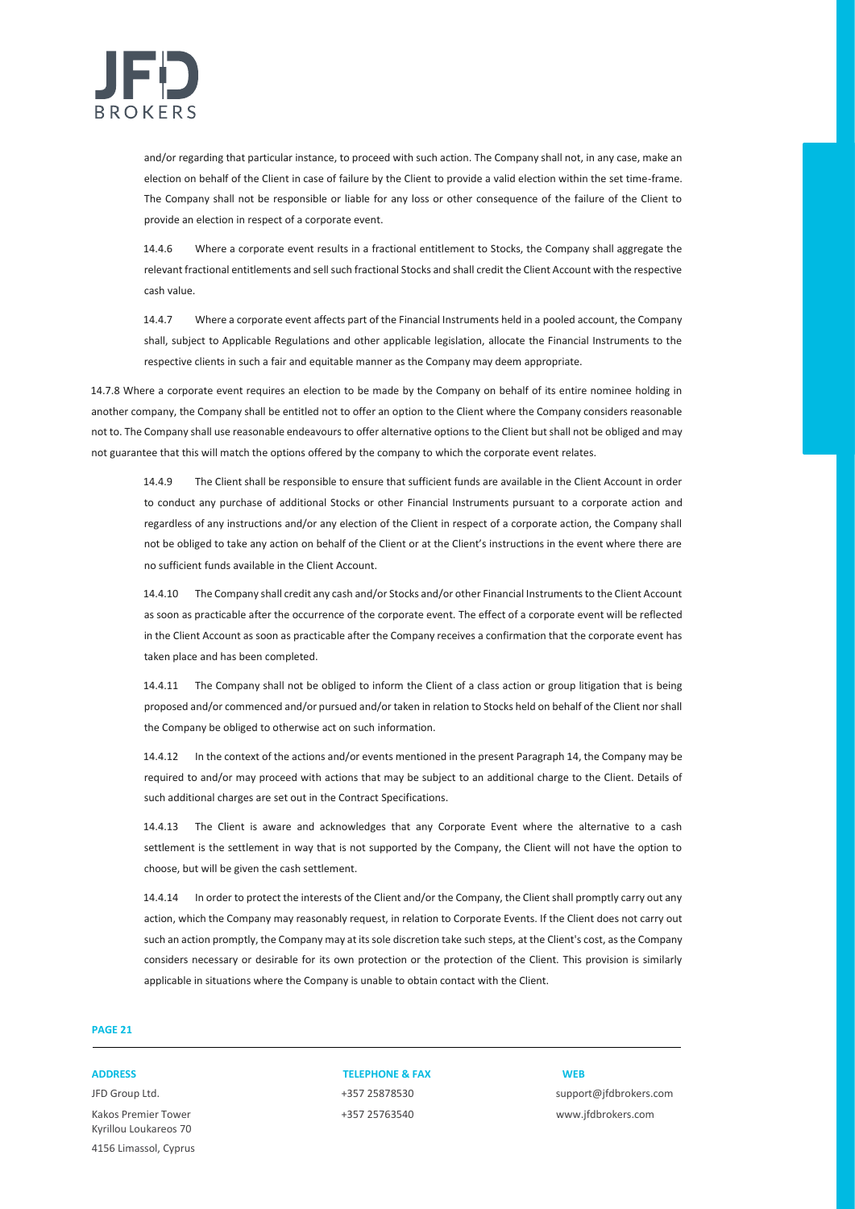and/or regarding that particular instance, to proceed with such action. The Company shall not, in any case, make an election on behalf of the Client in case of failure by the Client to provide a valid election within the set time-frame. The Company shall not be responsible or liable for any loss or other consequence of the failure of the Client to provide an election in respect of a corporate event.

14.4.6 Where a corporate event results in a fractional entitlement to Stocks, the Company shall aggregate the relevant fractional entitlements and sell such fractional Stocks and shall credit the Client Account with the respective cash value.

14.4.7 Where a corporate event affects part of the Financial Instruments held in a pooled account, the Company shall, subject to Applicable Regulations and other applicable legislation, allocate the Financial Instruments to the respective clients in such a fair and equitable manner as the Company may deem appropriate.

14.7.8 Where a corporate event requires an election to be made by the Company on behalf of its entire nominee holding in another company, the Company shall be entitled not to offer an option to the Client where the Company considers reasonable not to. The Company shall use reasonable endeavours to offer alternative options to the Client but shall not be obliged and may not guarantee that this will match the options offered by the company to which the corporate event relates.

14.4.9 The Client shall be responsible to ensure that sufficient funds are available in the Client Account in order to conduct any purchase of additional Stocks or other Financial Instruments pursuant to a corporate action and regardless of any instructions and/or any election of the Client in respect of a corporate action, the Company shall not be obliged to take any action on behalf of the Client or at the Client's instructions in the event where there are no sufficient funds available in the Client Account.

14.4.10 The Company shall credit any cash and/or Stocks and/or other Financial Instruments to the Client Account as soon as practicable after the occurrence of the corporate event. The effect of a corporate event will be reflected in the Client Account as soon as practicable after the Company receives a confirmation that the corporate event has taken place and has been completed.

14.4.11 The Company shall not be obliged to inform the Client of a class action or group litigation that is being proposed and/or commenced and/or pursued and/or taken in relation to Stocks held on behalf of the Client nor shall the Company be obliged to otherwise act on such information.

14.4.12 In the context of the actions and/or events mentioned in the present Paragraph 14, the Company may be required to and/or may proceed with actions that may be subject to an additional charge to the Client. Details of such additional charges are set out in the Contract Specifications.

14.4.13 The Client is aware and acknowledges that any Corporate Event where the alternative to a cash settlement is the settlement in way that is not supported by the Company, the Client will not have the option to choose, but will be given the cash settlement.

14.4.14 In order to protect the interests of the Client and/or the Company, the Client shall promptly carry out any action, which the Company may reasonably request, in relation to Corporate Events. If the Client does not carry out such an action promptly, the Company may at its sole discretion take such steps, at the Client's cost, as the Company considers necessary or desirable for its own protection or the protection of the Client. This provision is similarly applicable in situations where the Company is unable to obtain contact with the Client.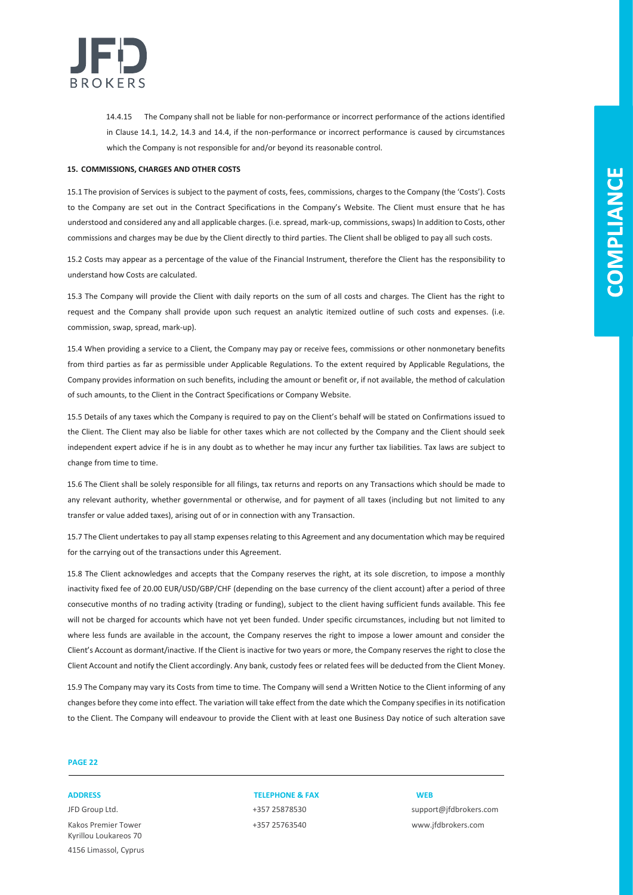14.4.15 The Company shall not be liable for non-performance or incorrect performance of the actions identified in Clause 14.1, 14.2, 14.3 and 14.4, if the non-performance or incorrect performance is caused by circumstances which the Company is not responsible for and/or beyond its reasonable control.

**15. COMMISSIONS, CHARGES AND OTHER COSTS**

15.1 The provision of Services is subject to the payment of costs, fees, commissions, charges to the Company (the 'Costs'). Costs to the Company are set out in the Contract Specifications in the Company's Website. The Client must ensure that he has understood and considered any and all applicable charges. (i.e. spread, mark-up, commissions, swaps) In addition to Costs, other commissions and charges may be due by the Client directly to third parties. The Client shall be obliged to pay all such costs.

15.2 Costs may appear as a percentage of the value of the Financial Instrument, therefore the Client has the responsibility to understand how Costs are calculated.

15.3 The Company will provide the Client with daily reports on the sum of all costs and charges. The Client has the right to request and the Company shall provide upon such request an analytic itemized outline of such costs and expenses. (i.e. commission, swap, spread, mark-up).

15.4 When providing a service to a Client, the Company may pay or receive fees, commissions or other nonmonetary benefits from third parties as far as permissible under Applicable Regulations. To the extent required by Applicable Regulations, the Company provides information on such benefits, including the amount or benefit or, if not available, the method of calculation of such amounts, to the Client in the Contract Specifications or Company Website.

15.5 Details of any taxes which the Company is required to pay on the Client's behalf will be stated on Confirmations issued to the Client. The Client may also be liable for other taxes which are not collected by the Company and the Client should seek independent expert advice if he is in any doubt as to whether he may incur any further tax liabilities. Tax laws are subject to change from time to time.

15.6 The Client shall be solely responsible for all filings, tax returns and reports on any Transactions which should be made to any relevant authority, whether governmental or otherwise, and for payment of all taxes (including but not limited to any transfer or value added taxes), arising out of or in connection with any Transaction.

15.7 The Client undertakes to pay all stamp expenses relating to this Agreement and any documentation which may be required for the carrying out of the transactions under this Agreement.

15.8 The Client acknowledges and accepts that the Company reserves the right, at its sole discretion, to impose a monthly inactivity fixed fee of 20.00 EUR/USD/GBP/CHF (depending on the base currency of the client account) after a period of three consecutive months of no trading activity (trading or funding), subject to the client having sufficient funds available. This fee will not be charged for accounts which have not yet been funded. Under specific circumstances, including but not limited to where less funds are available in the account, the Company reserves the right to impose a lower amount and consider the Client's Account as dormant/inactive. If the Client is inactive for two years or more, the Company reserves the right to close the Client Account and notify the Client accordingly. Any bank, custody fees or related fees will be deducted from the Client Money.

15.9 The Company may vary its Costs from time to time. The Company will send a Written Notice to the Client informing of any changes before they come into effect. The variation will take effect from the date which the Company specifies in its notification to the Client. The Company will endeavour to provide the Client with at least one Business Day notice of such alteration save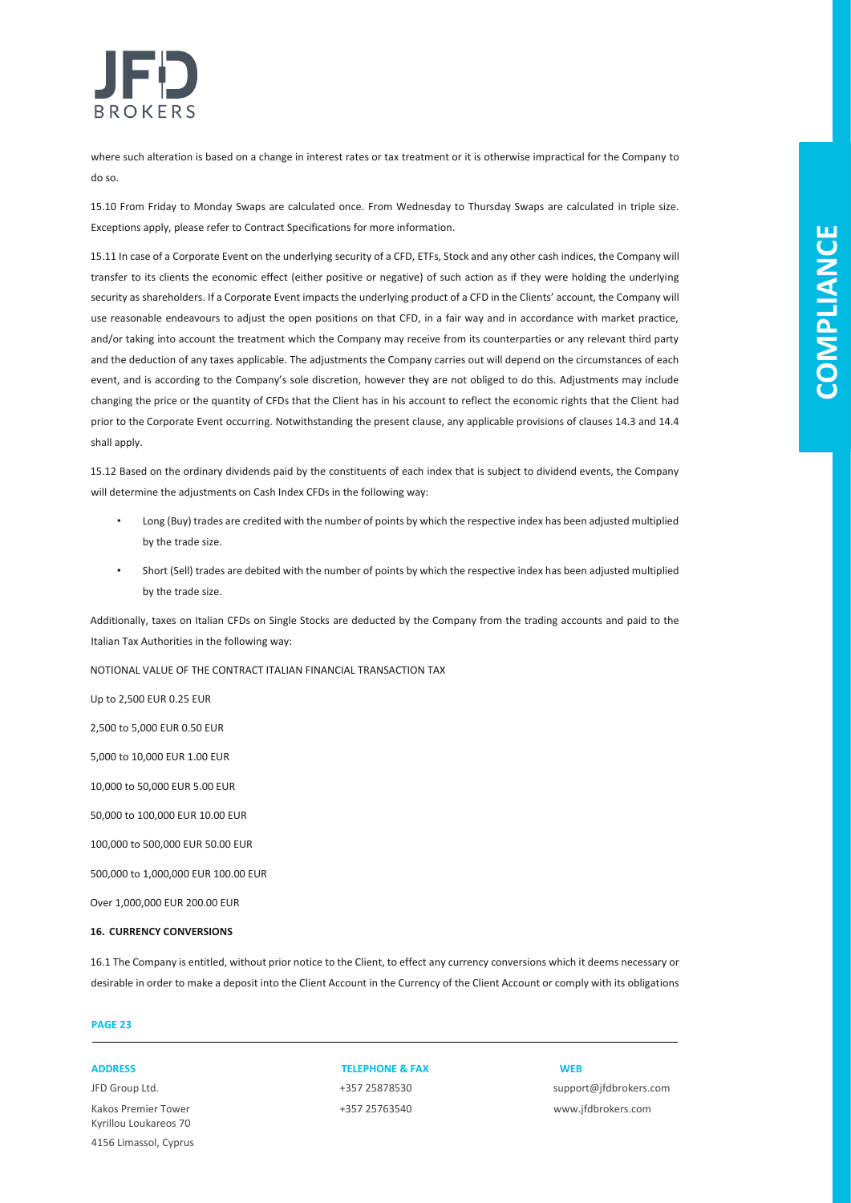where such alteration is based on a change in interest rates or tax treatment or it is otherwise impractical for the Company to do so.

15.10 From Friday to Monday Swaps are calculated once. From Wednesday to Thursday Swaps are calculated in triple size. Exceptions apply, please refer to Contract Specifications for more information.

15.11 In case of a Corporate Event on the underlying security of a CFD, ETFs, Stock and any other cash indices, the Company will transfer to its clients the economic effect (either positive or negative) of such action as if they were holding the underlying security as shareholders. If a Corporate Event impacts the underlying product of a CFD in the Clients' account, the Company will use reasonable endeavours to adjust the open positions on that CFD, in a fair way and in accordance with market practice, and/or taking into account the treatment which the Company may receive from its counterparties or any relevant third party and the deduction of any taxes applicable. The adjustments the Company carries out will depend on the circumstances of each event, and is according to the Company's sole discretion, however they are not obliged to do this. Adjustments may include changing the price or the quantity of CFDs that the Client has in his account to reflect the economic rights that the Client had prior to the Corporate Event occurring. Notwithstanding the present clause, any applicable provisions of clauses 14.3 and 14.4 shall apply.

15.12 Based on the ordinary dividends paid by the constituents of each index that is subject to dividend events, the Company will determine the adjustments on Cash Index CFDs in the following way:

- Long (Buy) trades are credited with the number of points by which the respective index has been adjusted multiplied by the trade size.
- Short (Sell) trades are debited with the number of points by which the respective index has been adjusted multiplied by the trade size.

Additionally, taxes on Italian CFDs on Single Stocks are deducted by the Company from the trading accounts and paid to the Italian Tax Authorities in the following way:

| NOTIONAL VALUE OF THE CONTRACT | ITALIAN FINANCIAL TRANSACTION TAX |
|---|---|
| Up to 2,500 EUR | 0.25 EUR |
| 2,500 to 5,000 EUR | 0.50 EUR |
| 5,000 to 10,000 EUR | 1.00 EUR |
| 10,000 to 50,000 EUR | 5.00 EUR |
| 50,000 to 100,000 EUR | 10.00 EUR |
| 100,000 to 500,000 EUR | 50.00 EUR |
| 500,000 to 1,000,000 EUR | 100.00 EUR |
| Over 1,000,000 EUR | 200.00 EUR |

## 16. CURRENCY CONVERSIONS

16.1 The Company is entitled, without prior notice to the Client, to effect any currency conversions which it deems necessary or desirable in order to make a deposit into the Client Account in the Currency of the Client Account or comply with its obligations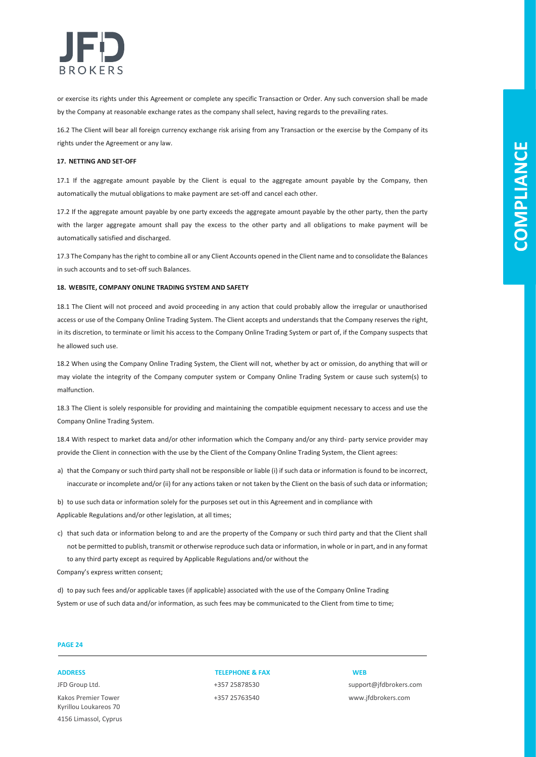or exercise its rights under this Agreement or complete any specific Transaction or Order. Any such conversion shall be made by the Company at reasonable exchange rates as the company shall select, having regards to the prevailing rates.

16.2 The Client will bear all foreign currency exchange risk arising from any Transaction or the exercise by the Company of its rights under the Agreement or any law.

**17. NETTING AND SET-OFF**

17.1 If the aggregate amount payable by the Client is equal to the aggregate amount payable by the Company, then automatically the mutual obligations to make payment are set-off and cancel each other.

17.2 If the aggregate amount payable by one party exceeds the aggregate amount payable by the other party, then the party with the larger aggregate amount shall pay the excess to the other party and all obligations to make payment will be automatically satisfied and discharged.

17.3 The Company has the right to combine all or any Client Accounts opened in the Client name and to consolidate the Balances in such accounts and to set-off such Balances.

**18. WEBSITE, COMPANY ONLINE TRADING SYSTEM AND SAFETY**

18.1 The Client will not proceed and avoid proceeding in any action that could probably allow the irregular or unauthorised access or use of the Company Online Trading System. The Client accepts and understands that the Company reserves the right, in its discretion, to terminate or limit his access to the Company Online Trading System or part of, if the Company suspects that he allowed such use.

18.2 When using the Company Online Trading System, the Client will not, whether by act or omission, do anything that will or may violate the integrity of the Company computer system or Company Online Trading System or cause such system(s) to malfunction.

18.3 The Client is solely responsible for providing and maintaining the compatible equipment necessary to access and use the Company Online Trading System.

18.4 With respect to market data and/or other information which the Company and/or any third- party service provider may provide the Client in connection with the use by the Client of the Company Online Trading System, the Client agrees:

a) that the Company or such third party shall not be responsible or liable (i) if such data or information is found to be incorrect, inaccurate or incomplete and/or (ii) for any actions taken or not taken by the Client on the basis of such data or information;

b) to use such data or information solely for the purposes set out in this Agreement and in compliance with Applicable Regulations and/or other legislation, at all times;

c) that such data or information belong to and are the property of the Company or such third party and that the Client shall not be permitted to publish, transmit or otherwise reproduce such data or information, in whole or in part, and in any format to any third party except as required by Applicable Regulations and/or without the Company's express written consent;

d) to pay such fees and/or applicable taxes (if applicable) associated with the use of the Company Online Trading System or use of such data and/or information, as such fees may be communicated to the Client from time to time;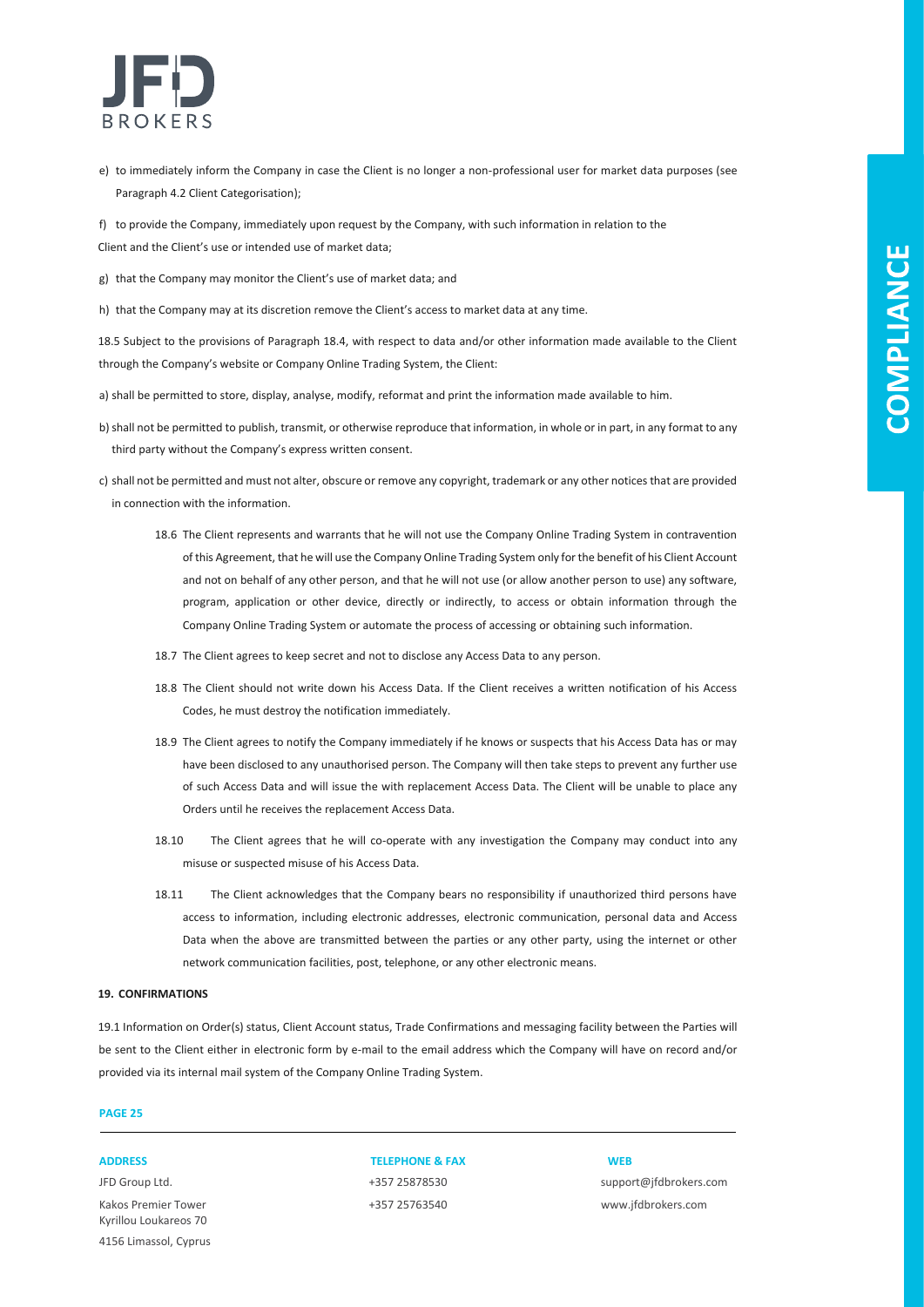e) to immediately inform the Company in case the Client is no longer a non-professional user for market data purposes (see Paragraph 4.2 Client Categorisation);

f) to provide the Company, immediately upon request by the Company, with such information in relation to the Client and the Client's use or intended use of market data;

g) that the Company may monitor the Client's use of market data; and

h) that the Company may at its discretion remove the Client's access to market data at any time.

18.5 Subject to the provisions of Paragraph 18.4, with respect to data and/or other information made available to the Client through the Company's website or Company Online Trading System, the Client:

a) shall be permitted to store, display, analyse, modify, reformat and print the information made available to him.

b) shall not be permitted to publish, transmit, or otherwise reproduce that information, in whole or in part, in any format to any third party without the Company's express written consent.

c) shall not be permitted and must not alter, obscure or remove any copyright, trademark or any other notices that are provided in connection with the information.

18.6 The Client represents and warrants that he will not use the Company Online Trading System in contravention of this Agreement, that he will use the Company Online Trading System only for the benefit of his Client Account and not on behalf of any other person, and that he will not use (or allow another person to use) any software, program, application or other device, directly or indirectly, to access or obtain information through the Company Online Trading System or automate the process of accessing or obtaining such information.

18.7 The Client agrees to keep secret and not to disclose any Access Data to any person.

18.8 The Client should not write down his Access Data. If the Client receives a written notification of his Access Codes, he must destroy the notification immediately.

18.9 The Client agrees to notify the Company immediately if he knows or suspects that his Access Data has or may have been disclosed to any unauthorised person. The Company will then take steps to prevent any further use of such Access Data and will issue the with replacement Access Data. The Client will be unable to place any Orders until he receives the replacement Access Data.

18.10 The Client agrees that he will co-operate with any investigation the Company may conduct into any misuse or suspected misuse of his Access Data.

18.11 The Client acknowledges that the Company bears no responsibility if unauthorized third persons have access to information, including electronic addresses, electronic communication, personal data and Access Data when the above are transmitted between the parties or any other party, using the internet or other network communication facilities, post, telephone, or any other electronic means.

## 19. CONFIRMATIONS

19.1 Information on Order(s) status, Client Account status, Trade Confirmations and messaging facility between the Parties will be sent to the Client either in electronic form by e-mail to the email address which the Company will have on record and/or provided via its internal mail system of the Company Online Trading System.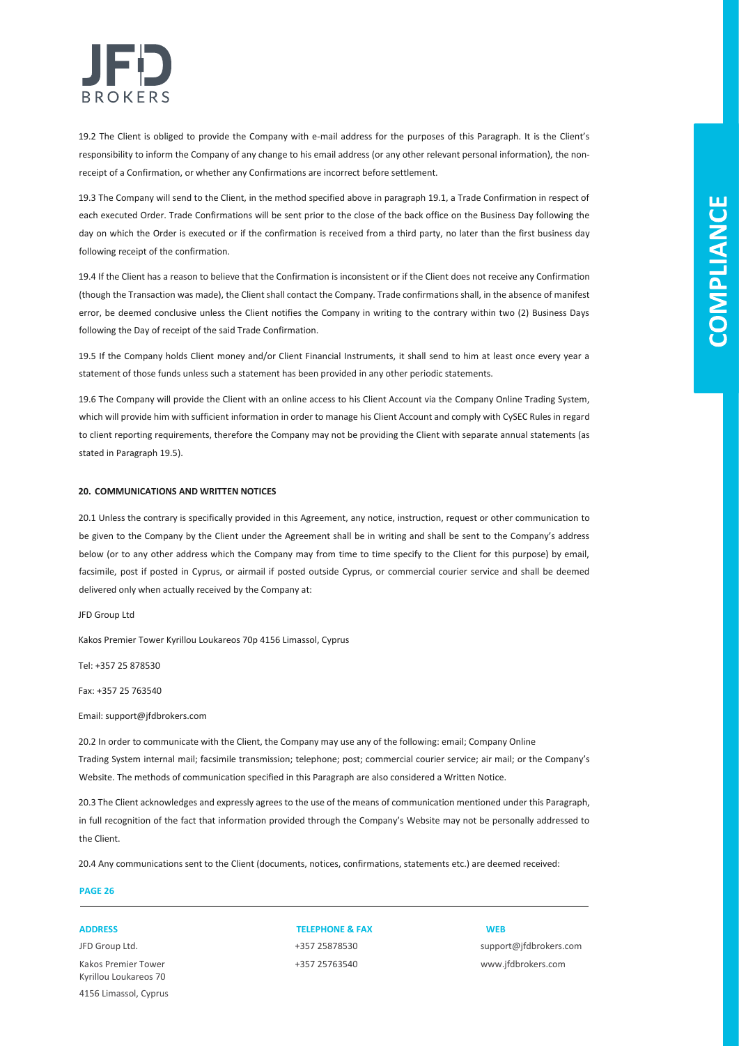19.2 The Client is obliged to provide the Company with e-mail address for the purposes of this Paragraph. It is the Client's responsibility to inform the Company of any change to his email address (or any other relevant personal information), the non-receipt of a Confirmation, or whether any Confirmations are incorrect before settlement.

19.3 The Company will send to the Client, in the method specified above in paragraph 19.1, a Trade Confirmation in respect of each executed Order. Trade Confirmations will be sent prior to the close of the back office on the Business Day following the day on which the Order is executed or if the confirmation is received from a third party, no later than the first business day following receipt of the confirmation.

19.4 If the Client has a reason to believe that the Confirmation is inconsistent or if the Client does not receive any Confirmation (though the Transaction was made), the Client shall contact the Company. Trade confirmations shall, in the absence of manifest error, be deemed conclusive unless the Client notifies the Company in writing to the contrary within two (2) Business Days following the Day of receipt of the said Trade Confirmation.

19.5 If the Company holds Client money and/or Client Financial Instruments, it shall send to him at least once every year a statement of those funds unless such a statement has been provided in any other periodic statements.

19.6 The Company will provide the Client with an online access to his Client Account via the Company Online Trading System, which will provide him with sufficient information in order to manage his Client Account and comply with CySEC Rules in regard to client reporting requirements, therefore the Company may not be providing the Client with separate annual statements (as stated in Paragraph 19.5).

**20. COMMUNICATIONS AND WRITTEN NOTICES**

20.1 Unless the contrary is specifically provided in this Agreement, any notice, instruction, request or other communication to be given to the Company by the Client under the Agreement shall be in writing and shall be sent to the Company's address below (or to any other address which the Company may from time to time specify to the Client for this purpose) by email, facsimile, post if posted in Cyprus, or airmail if posted outside Cyprus, or commercial courier service and shall be deemed delivered only when actually received by the Company at:

JFD Group Ltd

Kakos Premier Tower Kyrillou Loukareos 70p 4156 Limassol, Cyprus

Tel: +357 25 878530

Fax: +357 25 763540

Email: support@jfdbrokers.com

20.2 In order to communicate with the Client, the Company may use any of the following: email; Company Online Trading System internal mail; facsimile transmission; telephone; post; commercial courier service; air mail; or the Company's Website. The methods of communication specified in this Paragraph are also considered a Written Notice.

20.3 The Client acknowledges and expressly agrees to the use of the means of communication mentioned under this Paragraph, in full recognition of the fact that information provided through the Company's Website may not be personally addressed to the Client.

20.4 Any communications sent to the Client (documents, notices, confirmations, statements etc.) are deemed received: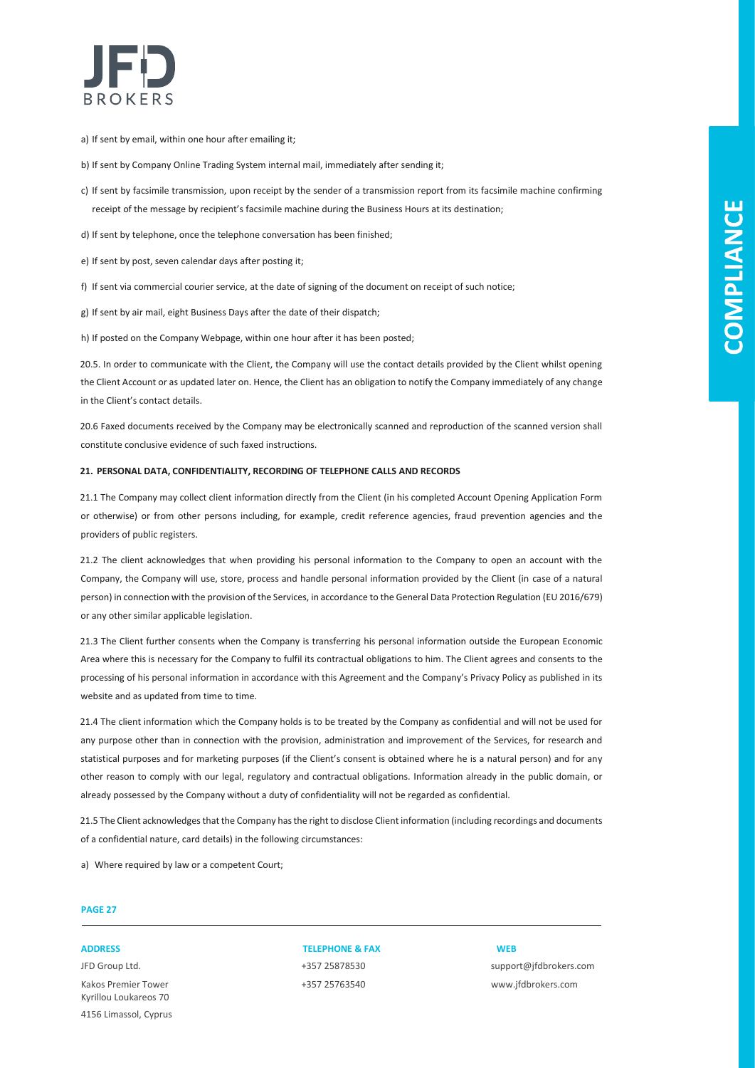a) If sent by email, within one hour after emailing it;

b) If sent by Company Online Trading System internal mail, immediately after sending it;

c) If sent by facsimile transmission, upon receipt by the sender of a transmission report from its facsimile machine confirming receipt of the message by recipient's facsimile machine during the Business Hours at its destination;

d) If sent by telephone, once the telephone conversation has been finished;

e) If sent by post, seven calendar days after posting it;

f) If sent via commercial courier service, at the date of signing of the document on receipt of such notice;

g) If sent by air mail, eight Business Days after the date of their dispatch;

h) If posted on the Company Webpage, within one hour after it has been posted;

20.5. In order to communicate with the Client, the Company will use the contact details provided by the Client whilst opening the Client Account or as updated later on. Hence, the Client has an obligation to notify the Company immediately of any change in the Client's contact details.

20.6 Faxed documents received by the Company may be electronically scanned and reproduction of the scanned version shall constitute conclusive evidence of such faxed instructions.

**21. PERSONAL DATA, CONFIDENTIALITY, RECORDING OF TELEPHONE CALLS AND RECORDS**

21.1 The Company may collect client information directly from the Client (in his completed Account Opening Application Form or otherwise) or from other persons including, for example, credit reference agencies, fraud prevention agencies and the providers of public registers.

21.2 The client acknowledges that when providing his personal information to the Company to open an account with the Company, the Company will use, store, process and handle personal information provided by the Client (in case of a natural person) in connection with the provision of the Services, in accordance to the General Data Protection Regulation (EU 2016/679) or any other similar applicable legislation.

21.3 The Client further consents when the Company is transferring his personal information outside the European Economic Area where this is necessary for the Company to fulfil its contractual obligations to him. The Client agrees and consents to the processing of his personal information in accordance with this Agreement and the Company's Privacy Policy as published in its website and as updated from time to time.

21.4 The client information which the Company holds is to be treated by the Company as confidential and will not be used for any purpose other than in connection with the provision, administration and improvement of the Services, for research and statistical purposes and for marketing purposes (if the Client's consent is obtained where he is a natural person) and for any other reason to comply with our legal, regulatory and contractual obligations. Information already in the public domain, or already possessed by the Company without a duty of confidentiality will not be regarded as confidential.

21.5 The Client acknowledges that the Company has the right to disclose Client information (including recordings and documents of a confidential nature, card details) in the following circumstances:

a) Where required by law or a competent Court;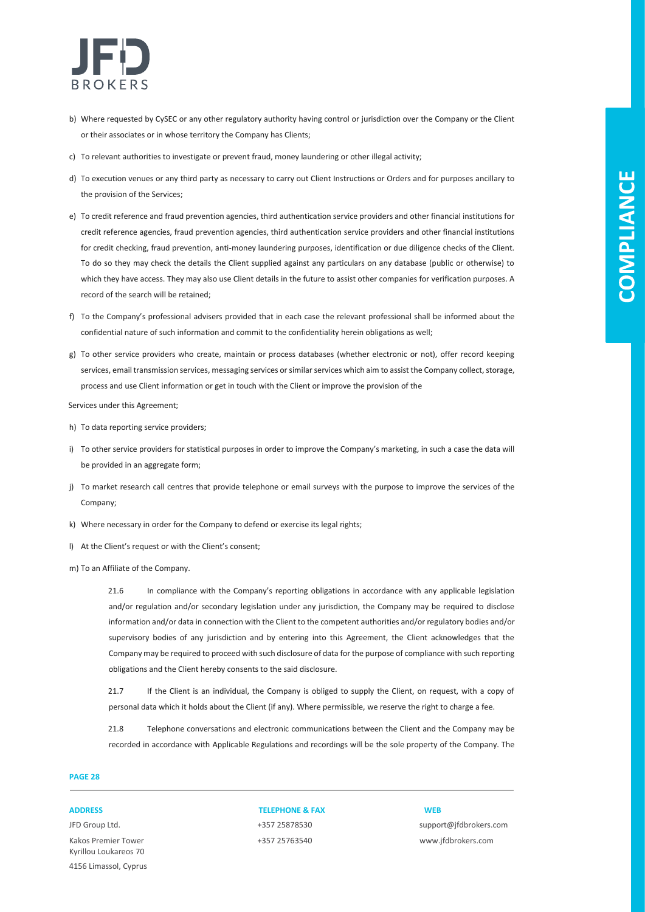b) Where requested by CySEC or any other regulatory authority having control or jurisdiction over the Company or the Client or their associates or in whose territory the Company has Clients;

c) To relevant authorities to investigate or prevent fraud, money laundering or other illegal activity;

d) To execution venues or any third party as necessary to carry out Client Instructions or Orders and for purposes ancillary to the provision of the Services;

e) To credit reference and fraud prevention agencies, third authentication service providers and other financial institutions for credit reference agencies, fraud prevention agencies, third authentication service providers and other financial institutions for credit checking, fraud prevention, anti-money laundering purposes, identification or due diligence checks of the Client. To do so they may check the details the Client supplied against any particulars on any database (public or otherwise) to which they have access. They may also use Client details in the future to assist other companies for verification purposes. A record of the search will be retained;

f) To the Company's professional advisers provided that in each case the relevant professional shall be informed about the confidential nature of such information and commit to the confidentiality herein obligations as well;

g) To other service providers who create, maintain or process databases (whether electronic or not), offer record keeping services, email transmission services, messaging services or similar services which aim to assist the Company collect, storage, process and use Client information or get in touch with the Client or improve the provision of the

Services under this Agreement;

h) To data reporting service providers;

i) To other service providers for statistical purposes in order to improve the Company's marketing, in such a case the data will be provided in an aggregate form;

j) To market research call centres that provide telephone or email surveys with the purpose to improve the services of the Company;

k) Where necessary in order for the Company to defend or exercise its legal rights;

l) At the Client's request or with the Client's consent;

m) To an Affiliate of the Company.

21.6 In compliance with the Company's reporting obligations in accordance with any applicable legislation and/or regulation and/or secondary legislation under any jurisdiction, the Company may be required to disclose information and/or data in connection with the Client to the competent authorities and/or regulatory bodies and/or supervisory bodies of any jurisdiction and by entering into this Agreement, the Client acknowledges that the Company may be required to proceed with such disclosure of data for the purpose of compliance with such reporting obligations and the Client hereby consents to the said disclosure.

21.7 If the Client is an individual, the Company is obliged to supply the Client, on request, with a copy of personal data which it holds about the Client (if any). Where permissible, we reserve the right to charge a fee.

21.8 Telephone conversations and electronic communications between the Client and the Company may be recorded in accordance with Applicable Regulations and recordings will be the sole property of the Company. The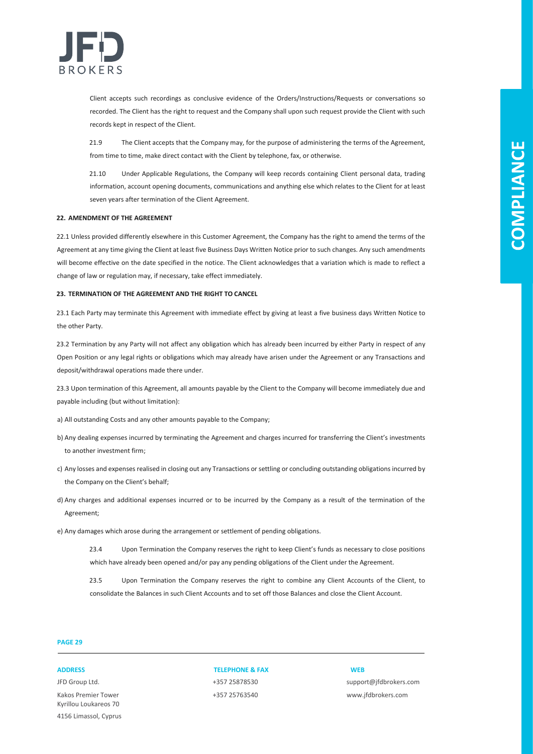Client accepts such recordings as conclusive evidence of the Orders/Instructions/Requests or conversations so recorded. The Client has the right to request and the Company shall upon such request provide the Client with such records kept in respect of the Client.

21.9 The Client accepts that the Company may, for the purpose of administering the terms of the Agreement, from time to time, make direct contact with the Client by telephone, fax, or otherwise.

21.10 Under Applicable Regulations, the Company will keep records containing Client personal data, trading information, account opening documents, communications and anything else which relates to the Client for at least seven years after termination of the Client Agreement.

## 22. AMENDMENT OF THE AGREEMENT

22.1 Unless provided differently elsewhere in this Customer Agreement, the Company has the right to amend the terms of the Agreement at any time giving the Client at least five Business Days Written Notice prior to such changes. Any such amendments will become effective on the date specified in the notice. The Client acknowledges that a variation which is made to reflect a change of law or regulation may, if necessary, take effect immediately.

## 23. TERMINATION OF THE AGREEMENT AND THE RIGHT TO CANCEL

23.1 Each Party may terminate this Agreement with immediate effect by giving at least a five business days Written Notice to the other Party.

23.2 Termination by any Party will not affect any obligation which has already been incurred by either Party in respect of any Open Position or any legal rights or obligations which may already have arisen under the Agreement or any Transactions and deposit/withdrawal operations made there under.

23.3 Upon termination of this Agreement, all amounts payable by the Client to the Company will become immediately due and payable including (but without limitation):

a) All outstanding Costs and any other amounts payable to the Company;

b) Any dealing expenses incurred by terminating the Agreement and charges incurred for transferring the Client's investments to another investment firm;

c) Any losses and expenses realised in closing out any Transactions or settling or concluding outstanding obligations incurred by the Company on the Client's behalf;

d) Any charges and additional expenses incurred or to be incurred by the Company as a result of the termination of the Agreement;

e) Any damages which arose during the arrangement or settlement of pending obligations.

23.4 Upon Termination the Company reserves the right to keep Client's funds as necessary to close positions which have already been opened and/or pay any pending obligations of the Client under the Agreement.

23.5 Upon Termination the Company reserves the right to combine any Client Accounts of the Client, to consolidate the Balances in such Client Accounts and to set off those Balances and close the Client Account.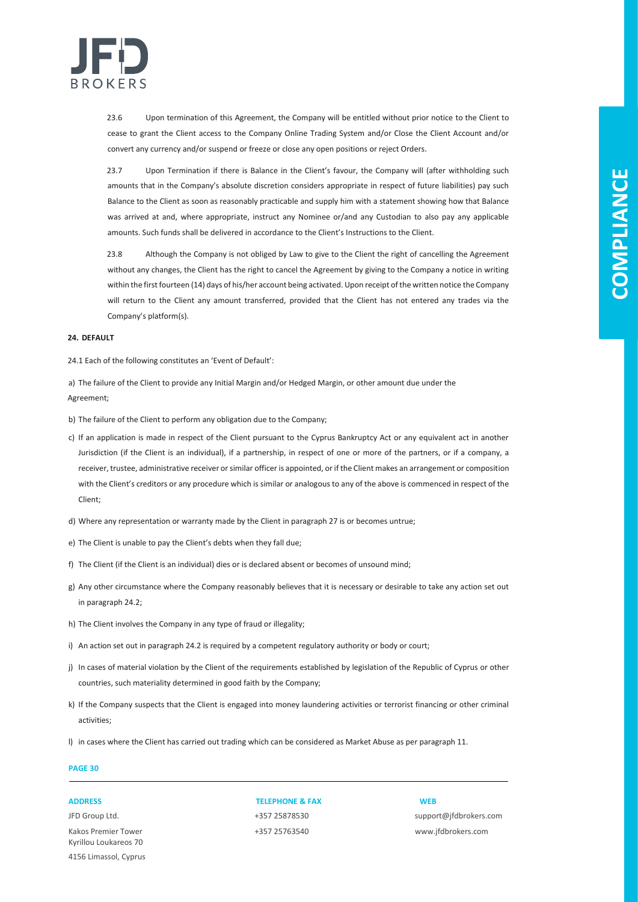23.6 Upon termination of this Agreement, the Company will be entitled without prior notice to the Client to cease to grant the Client access to the Company Online Trading System and/or Close the Client Account and/or convert any currency and/or suspend or freeze or close any open positions or reject Orders.

23.7 Upon Termination if there is Balance in the Client's favour, the Company will (after withholding such amounts that in the Company's absolute discretion considers appropriate in respect of future liabilities) pay such Balance to the Client as soon as reasonably practicable and supply him with a statement showing how that Balance was arrived at and, where appropriate, instruct any Nominee or/and any Custodian to also pay any applicable amounts. Such funds shall be delivered in accordance to the Client's Instructions to the Client.

23.8 Although the Company is not obliged by Law to give to the Client the right of cancelling the Agreement without any changes, the Client has the right to cancel the Agreement by giving to the Company a notice in writing within the first fourteen (14) days of his/her account being activated. Upon receipt of the written notice the Company will return to the Client any amount transferred, provided that the Client has not entered any trades via the Company's platform(s).

**24. DEFAULT**

24.1 Each of the following constitutes an 'Event of Default':

a) The failure of the Client to provide any Initial Margin and/or Hedged Margin, or other amount due under the Agreement;

b) The failure of the Client to perform any obligation due to the Company;

c) If an application is made in respect of the Client pursuant to the Cyprus Bankruptcy Act or any equivalent act in another Jurisdiction (if the Client is an individual), if a partnership, in respect of one or more of the partners, or if a company, a receiver, trustee, administrative receiver or similar officer is appointed, or if the Client makes an arrangement or composition with the Client's creditors or any procedure which is similar or analogous to any of the above is commenced in respect of the Client;

d) Where any representation or warranty made by the Client in paragraph 27 is or becomes untrue;

e) The Client is unable to pay the Client's debts when they fall due;

f) The Client (if the Client is an individual) dies or is declared absent or becomes of unsound mind;

g) Any other circumstance where the Company reasonably believes that it is necessary or desirable to take any action set out in paragraph 24.2;

h) The Client involves the Company in any type of fraud or illegality;

i) An action set out in paragraph 24.2 is required by a competent regulatory authority or body or court;

j) In cases of material violation by the Client of the requirements established by legislation of the Republic of Cyprus or other countries, such materiality determined in good faith by the Company;

k) If the Company suspects that the Client is engaged into money laundering activities or terrorist financing or other criminal activities;

l) in cases where the Client has carried out trading which can be considered as Market Abuse as per paragraph 11.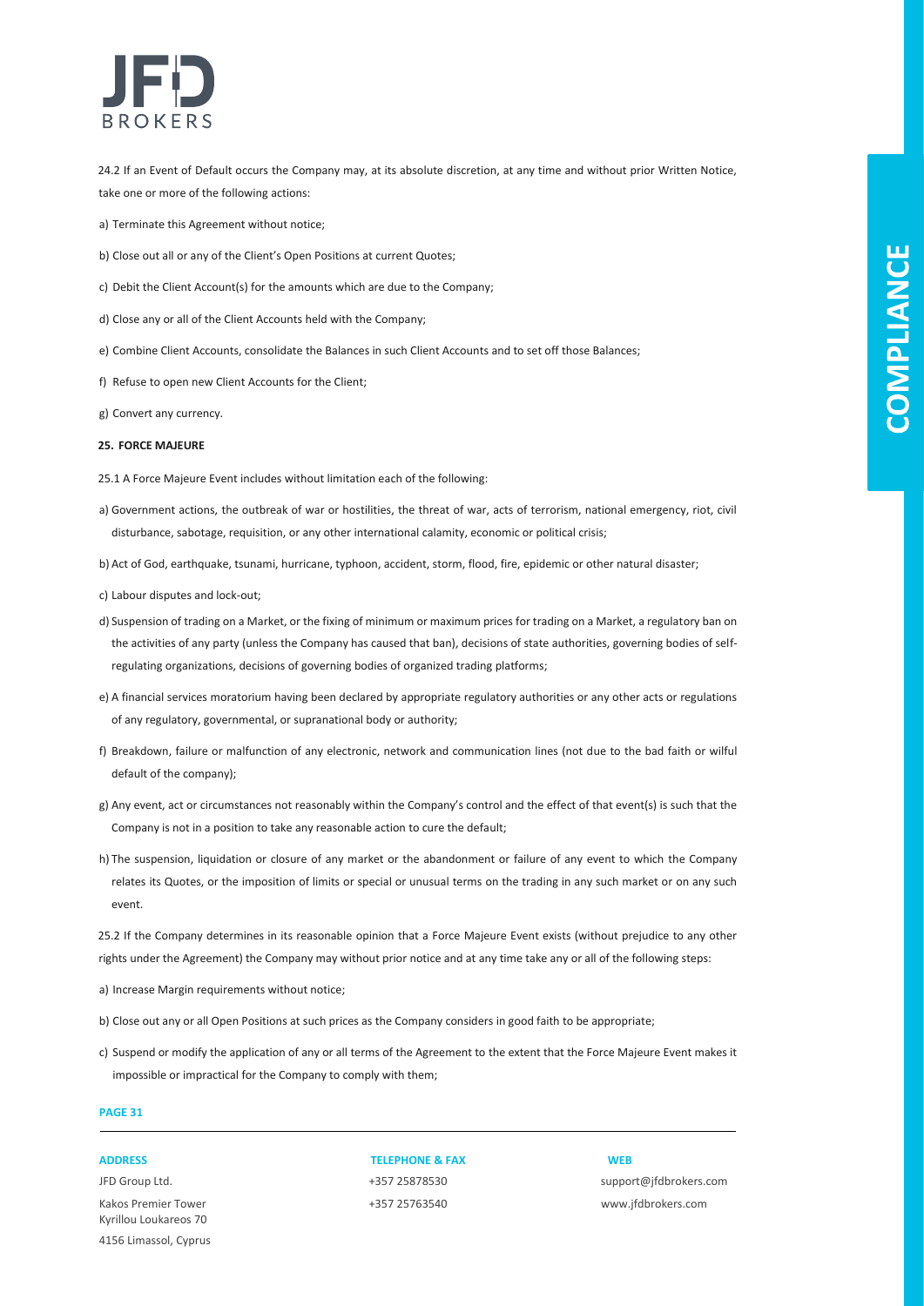24.2 If an Event of Default occurs the Company may, at its absolute discretion, at any time and without prior Written Notice, take one or more of the following actions:

a) Terminate this Agreement without notice;

b) Close out all or any of the Client's Open Positions at current Quotes;

c) Debit the Client Account(s) for the amounts which are due to the Company;

d) Close any or all of the Client Accounts held with the Company;

e) Combine Client Accounts, consolidate the Balances in such Client Accounts and to set off those Balances;

f) Refuse to open new Client Accounts for the Client;

g) Convert any currency.

**25. FORCE MAJEURE**

25.1 A Force Majeure Event includes without limitation each of the following:

a) Government actions, the outbreak of war or hostilities, the threat of war, acts of terrorism, national emergency, riot, civil disturbance, sabotage, requisition, or any other international calamity, economic or political crisis;

b) Act of God, earthquake, tsunami, hurricane, typhoon, accident, storm, flood, fire, epidemic or other natural disaster;

c) Labour disputes and lock-out;

d) Suspension of trading on a Market, or the fixing of minimum or maximum prices for trading on a Market, a regulatory ban on the activities of any party (unless the Company has caused that ban), decisions of state authorities, governing bodies of self-regulating organizations, decisions of governing bodies of organized trading platforms;

e) A financial services moratorium having been declared by appropriate regulatory authorities or any other acts or regulations of any regulatory, governmental, or supranational body or authority;

f) Breakdown, failure or malfunction of any electronic, network and communication lines (not due to the bad faith or wilful default of the company);

g) Any event, act or circumstances not reasonably within the Company's control and the effect of that event(s) is such that the Company is not in a position to take any reasonable action to cure the default;

h) The suspension, liquidation or closure of any market or the abandonment or failure of any event to which the Company relates its Quotes, or the imposition of limits or special or unusual terms on the trading in any such market or on any such event.

25.2 If the Company determines in its reasonable opinion that a Force Majeure Event exists (without prejudice to any other rights under the Agreement) the Company may without prior notice and at any time take any or all of the following steps:

a) Increase Margin requirements without notice;

b) Close out any or all Open Positions at such prices as the Company considers in good faith to be appropriate;

c) Suspend or modify the application of any or all terms of the Agreement to the extent that the Force Majeure Event makes it impossible or impractical for the Company to comply with them;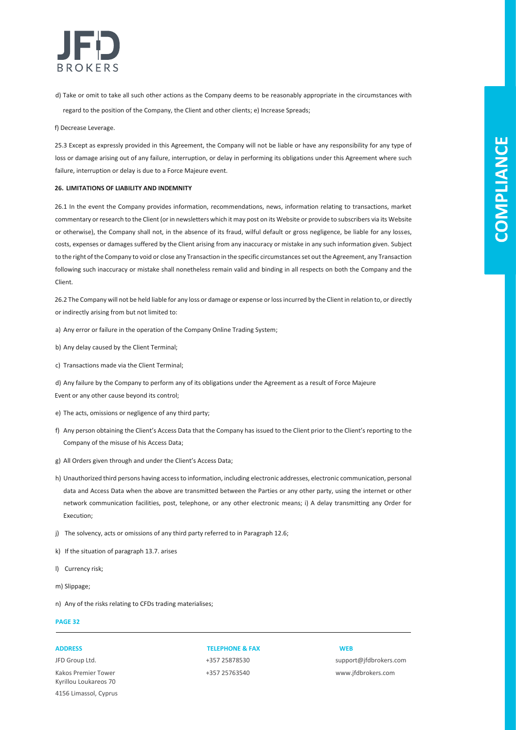d) Take or omit to take all such other actions as the Company deems to be reasonably appropriate in the circumstances with regard to the position of the Company, the Client and other clients; e) Increase Spreads;

f) Decrease Leverage.

25.3 Except as expressly provided in this Agreement, the Company will not be liable or have any responsibility for any type of loss or damage arising out of any failure, interruption, or delay in performing its obligations under this Agreement where such failure, interruption or delay is due to a Force Majeure event.

## 26. LIMITATIONS OF LIABILITY AND INDEMNITY

26.1 In the event the Company provides information, recommendations, news, information relating to transactions, market commentary or research to the Client (or in newsletters which it may post on its Website or provide to subscribers via its Website or otherwise), the Company shall not, in the absence of its fraud, wilful default or gross negligence, be liable for any losses, costs, expenses or damages suffered by the Client arising from any inaccuracy or mistake in any such information given. Subject to the right of the Company to void or close any Transaction in the specific circumstances set out the Agreement, any Transaction following such inaccuracy or mistake shall nonetheless remain valid and binding in all respects on both the Company and the Client.

26.2 The Company will not be held liable for any loss or damage or expense or loss incurred by the Client in relation to, or directly or indirectly arising from but not limited to:

a) Any error or failure in the operation of the Company Online Trading System;

b) Any delay caused by the Client Terminal;

c) Transactions made via the Client Terminal;

d) Any failure by the Company to perform any of its obligations under the Agreement as a result of Force Majeure Event or any other cause beyond its control;

e) The acts, omissions or negligence of any third party;

f) Any person obtaining the Client's Access Data that the Company has issued to the Client prior to the Client's reporting to the Company of the misuse of his Access Data;

g) All Orders given through and under the Client's Access Data;

h) Unauthorized third persons having access to information, including electronic addresses, electronic communication, personal data and Access Data when the above are transmitted between the Parties or any other party, using the internet or other network communication facilities, post, telephone, or any other electronic means; i) A delay transmitting any Order for Execution;

j) The solvency, acts or omissions of any third party referred to in Paragraph 12.6;

k) If the situation of paragraph 13.7. arises

l) Currency risk;

m) Slippage;

n) Any of the risks relating to CFDs trading materialises;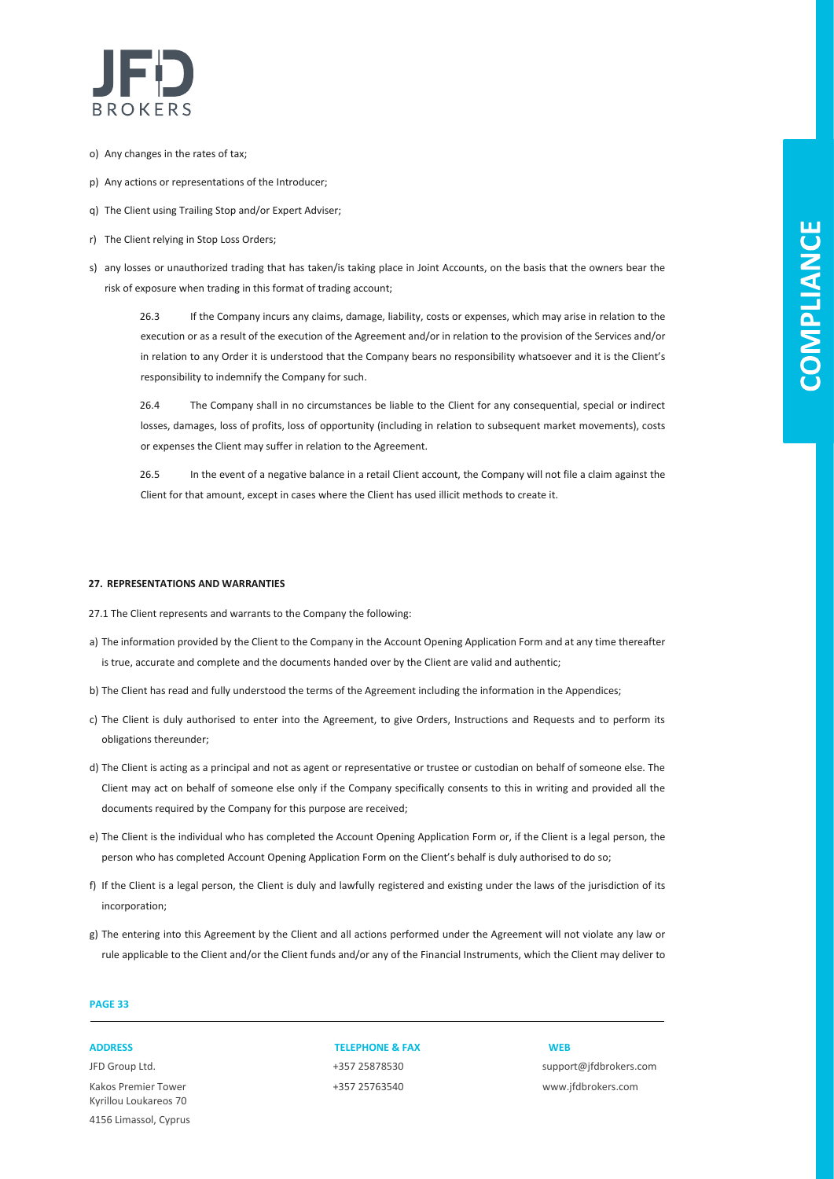o) Any changes in the rates of tax;

p) Any actions or representations of the Introducer;

q) The Client using Trailing Stop and/or Expert Adviser;

r) The Client relying in Stop Loss Orders;

s) any losses or unauthorized trading that has taken/is taking place in Joint Accounts, on the basis that the owners bear the risk of exposure when trading in this format of trading account;

26.3 If the Company incurs any claims, damage, liability, costs or expenses, which may arise in relation to the execution or as a result of the execution of the Agreement and/or in relation to the provision of the Services and/or in relation to any Order it is understood that the Company bears no responsibility whatsoever and it is the Client's responsibility to indemnify the Company for such.

26.4 The Company shall in no circumstances be liable to the Client for any consequential, special or indirect losses, damages, loss of profits, loss of opportunity (including in relation to subsequent market movements), costs or expenses the Client may suffer in relation to the Agreement.

26.5 In the event of a negative balance in a retail Client account, the Company will not file a claim against the Client for that amount, except in cases where the Client has used illicit methods to create it.

## 27. REPRESENTATIONS AND WARRANTIES

27.1 The Client represents and warrants to the Company the following:

a) The information provided by the Client to the Company in the Account Opening Application Form and at any time thereafter is true, accurate and complete and the documents handed over by the Client are valid and authentic;

b) The Client has read and fully understood the terms of the Agreement including the information in the Appendices;

c) The Client is duly authorised to enter into the Agreement, to give Orders, Instructions and Requests and to perform its obligations thereunder;

d) The Client is acting as a principal and not as agent or representative or trustee or custodian on behalf of someone else. The Client may act on behalf of someone else only if the Company specifically consents to this in writing and provided all the documents required by the Company for this purpose are received;

e) The Client is the individual who has completed the Account Opening Application Form or, if the Client is a legal person, the person who has completed Account Opening Application Form on the Client's behalf is duly authorised to do so;

f) If the Client is a legal person, the Client is duly and lawfully registered and existing under the laws of the jurisdiction of its incorporation;

g) The entering into this Agreement by the Client and all actions performed under the Agreement will not violate any law or rule applicable to the Client and/or the Client funds and/or any of the Financial Instruments, which the Client may deliver to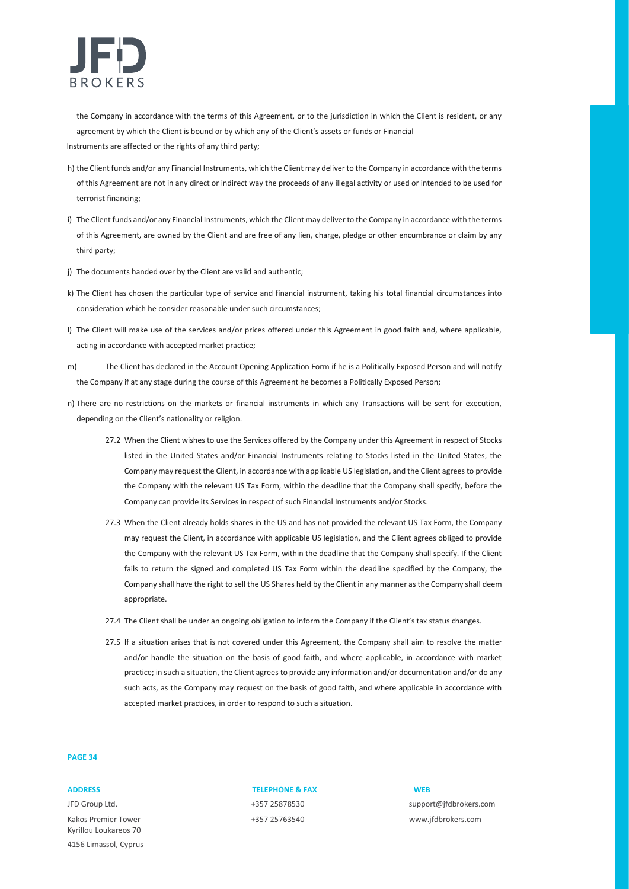the Company in accordance with the terms of this Agreement, or to the jurisdiction in which the Client is resident, or any agreement by which the Client is bound or by which any of the Client's assets or funds or Financial Instruments are affected or the rights of any third party;

h) the Client funds and/or any Financial Instruments, which the Client may deliver to the Company in accordance with the terms of this Agreement are not in any direct or indirect way the proceeds of any illegal activity or used or intended to be used for terrorist financing;

i) The Client funds and/or any Financial Instruments, which the Client may deliver to the Company in accordance with the terms of this Agreement, are owned by the Client and are free of any lien, charge, pledge or other encumbrance or claim by any third party;

j) The documents handed over by the Client are valid and authentic;

k) The Client has chosen the particular type of service and financial instrument, taking his total financial circumstances into consideration which he consider reasonable under such circumstances;

l) The Client will make use of the services and/or prices offered under this Agreement in good faith and, where applicable, acting in accordance with accepted market practice;

m) The Client has declared in the Account Opening Application Form if he is a Politically Exposed Person and will notify the Company if at any stage during the course of this Agreement he becomes a Politically Exposed Person;

n) There are no restrictions on the markets or financial instruments in which any Transactions will be sent for execution, depending on the Client's nationality or religion.

27.2 When the Client wishes to use the Services offered by the Company under this Agreement in respect of Stocks listed in the United States and/or Financial Instruments relating to Stocks listed in the United States, the Company may request the Client, in accordance with applicable US legislation, and the Client agrees to provide the Company with the relevant US Tax Form, within the deadline that the Company shall specify, before the Company can provide its Services in respect of such Financial Instruments and/or Stocks.

27.3 When the Client already holds shares in the US and has not provided the relevant US Tax Form, the Company may request the Client, in accordance with applicable US legislation, and the Client agrees obliged to provide the Company with the relevant US Tax Form, within the deadline that the Company shall specify. If the Client fails to return the signed and completed US Tax Form within the deadline specified by the Company, the Company shall have the right to sell the US Shares held by the Client in any manner as the Company shall deem appropriate.

27.4 The Client shall be under an ongoing obligation to inform the Company if the Client's tax status changes.

27.5 If a situation arises that is not covered under this Agreement, the Company shall aim to resolve the matter and/or handle the situation on the basis of good faith, and where applicable, in accordance with market practice; in such a situation, the Client agrees to provide any information and/or documentation and/or do any such acts, as the Company may request on the basis of good faith, and where applicable in accordance with accepted market practices, in order to respond to such a situation.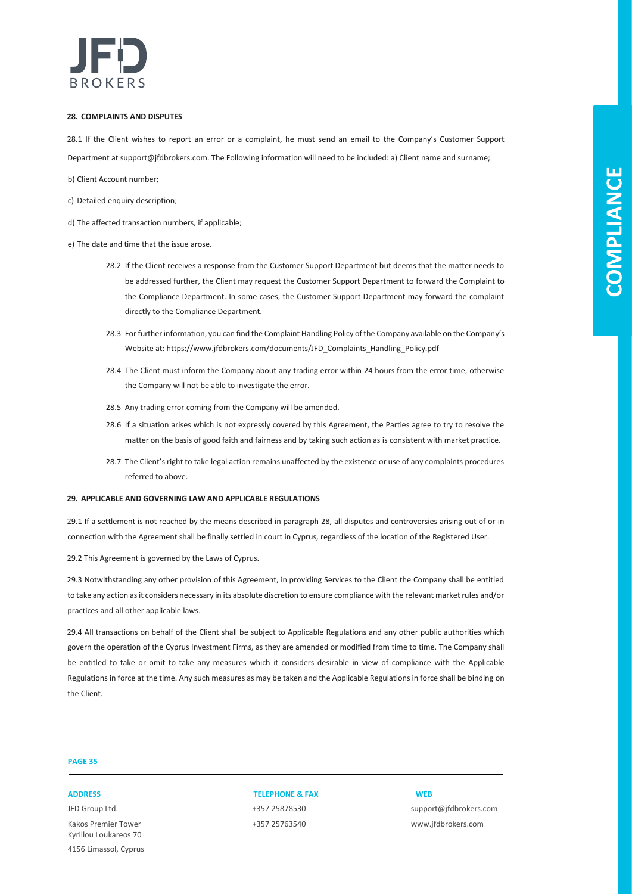## 28. COMPLAINTS AND DISPUTES

28.1 If the Client wishes to report an error or a complaint, he must send an email to the Company's Customer Support Department at support@jfdbrokers.com. The Following information will need to be included: a) Client name and surname;

b) Client Account number;

c) Detailed enquiry description;

d) The affected transaction numbers, if applicable;

e) The date and time that the issue arose.

28.2 If the Client receives a response from the Customer Support Department but deems that the matter needs to be addressed further, the Client may request the Customer Support Department to forward the Complaint to the Compliance Department. In some cases, the Customer Support Department may forward the complaint directly to the Compliance Department.

28.3 For further information, you can find the Complaint Handling Policy of the Company available on the Company's Website at: https://www.jfdbrokers.com/documents/JFD_Complaints_Handling_Policy.pdf

28.4 The Client must inform the Company about any trading error within 24 hours from the error time, otherwise the Company will not be able to investigate the error.

28.5 Any trading error coming from the Company will be amended.

28.6 If a situation arises which is not expressly covered by this Agreement, the Parties agree to try to resolve the matter on the basis of good faith and fairness and by taking such action as is consistent with market practice.

28.7 The Client's right to take legal action remains unaffected by the existence or use of any complaints procedures referred to above.

## 29. APPLICABLE AND GOVERNING LAW AND APPLICABLE REGULATIONS

29.1 If a settlement is not reached by the means described in paragraph 28, all disputes and controversies arising out of or in connection with the Agreement shall be finally settled in court in Cyprus, regardless of the location of the Registered User.

29.2 This Agreement is governed by the Laws of Cyprus.

29.3 Notwithstanding any other provision of this Agreement, in providing Services to the Client the Company shall be entitled to take any action as it considers necessary in its absolute discretion to ensure compliance with the relevant market rules and/or practices and all other applicable laws.

29.4 All transactions on behalf of the Client shall be subject to Applicable Regulations and any other public authorities which govern the operation of the Cyprus Investment Firms, as they are amended or modified from time to time. The Company shall be entitled to take or omit to take any measures which it considers desirable in view of compliance with the Applicable Regulations in force at the time. Any such measures as may be taken and the Applicable Regulations in force shall be binding on the Client.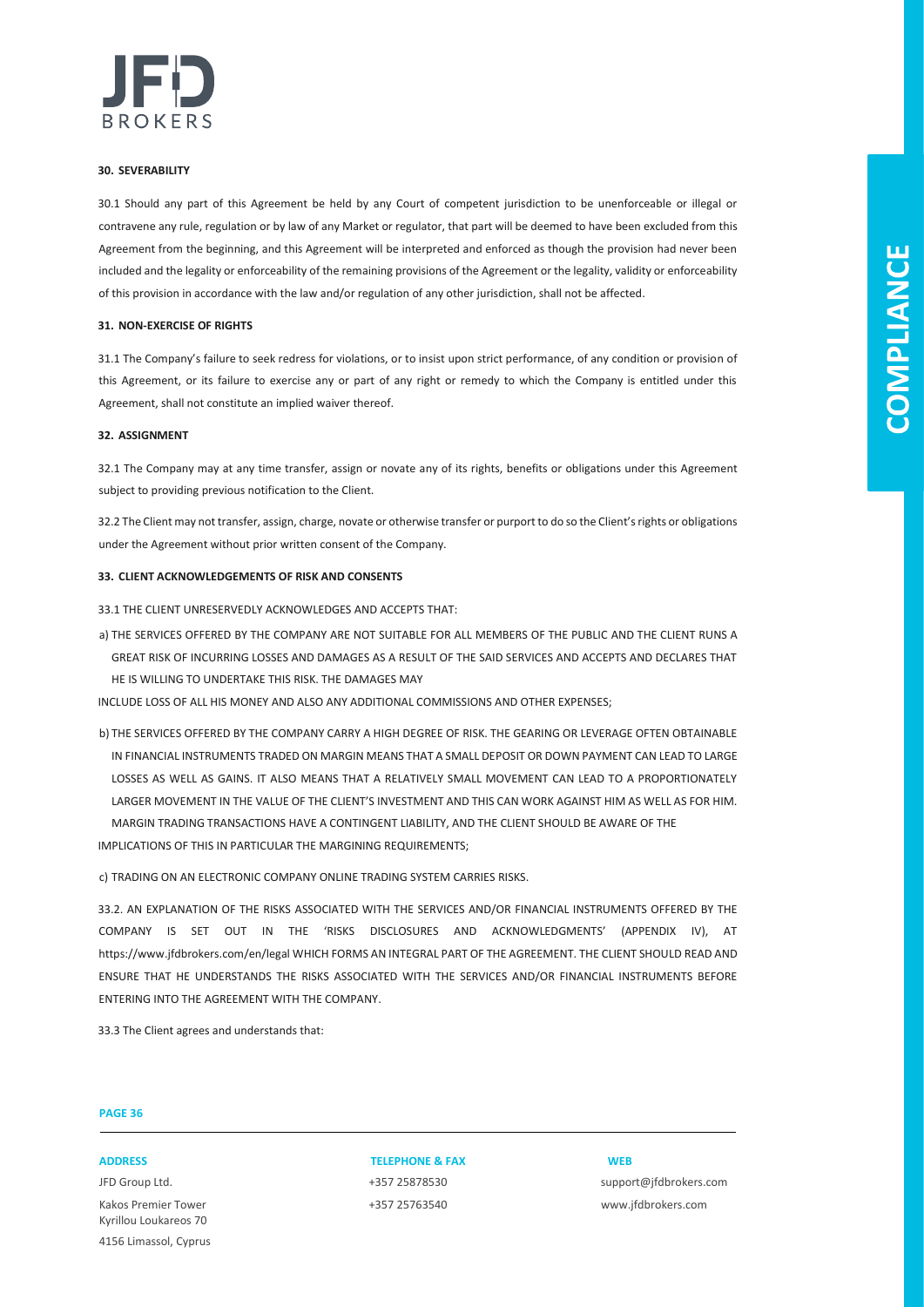#### 30. SEVERABILITY

30.1 Should any part of this Agreement be held by any Court of competent jurisdiction to be unenforceable or illegal or contravene any rule, regulation or by law of any Market or regulator, that part will be deemed to have been excluded from this Agreement from the beginning, and this Agreement will be interpreted and enforced as though the provision had never been included and the legality or enforceability of the remaining provisions of the Agreement or the legality, validity or enforceability of this provision in accordance with the law and/or regulation of any other jurisdiction, shall not be affected.

#### 31. NON-EXERCISE OF RIGHTS

31.1 The Company's failure to seek redress for violations, or to insist upon strict performance, of any condition or provision of this Agreement, or its failure to exercise any or part of any right or remedy to which the Company is entitled under this Agreement, shall not constitute an implied waiver thereof.

#### 32. ASSIGNMENT

32.1 The Company may at any time transfer, assign or novate any of its rights, benefits or obligations under this Agreement subject to providing previous notification to the Client.

32.2 The Client may not transfer, assign, charge, novate or otherwise transfer or purport to do so the Client's rights or obligations under the Agreement without prior written consent of the Company.

#### 33. CLIENT ACKNOWLEDGEMENTS OF RISK AND CONSENTS

33.1 THE CLIENT UNRESERVEDLY ACKNOWLEDGES AND ACCEPTS THAT:

a) THE SERVICES OFFERED BY THE COMPANY ARE NOT SUITABLE FOR ALL MEMBERS OF THE PUBLIC AND THE CLIENT RUNS A GREAT RISK OF INCURRING LOSSES AND DAMAGES AS A RESULT OF THE SAID SERVICES AND ACCEPTS AND DECLARES THAT HE IS WILLING TO UNDERTAKE THIS RISK. THE DAMAGES MAY INCLUDE LOSS OF ALL HIS MONEY AND ALSO ANY ADDITIONAL COMMISSIONS AND OTHER EXPENSES;

b) THE SERVICES OFFERED BY THE COMPANY CARRY A HIGH DEGREE OF RISK. THE GEARING OR LEVERAGE OFTEN OBTAINABLE IN FINANCIAL INSTRUMENTS TRADED ON MARGIN MEANS THAT A SMALL DEPOSIT OR DOWN PAYMENT CAN LEAD TO LARGE LOSSES AS WELL AS GAINS. IT ALSO MEANS THAT A RELATIVELY SMALL MOVEMENT CAN LEAD TO A PROPORTIONATELY LARGER MOVEMENT IN THE VALUE OF THE CLIENT'S INVESTMENT AND THIS CAN WORK AGAINST HIM AS WELL AS FOR HIM. MARGIN TRADING TRANSACTIONS HAVE A CONTINGENT LIABILITY, AND THE CLIENT SHOULD BE AWARE OF THE IMPLICATIONS OF THIS IN PARTICULAR THE MARGINING REQUIREMENTS;

c) TRADING ON AN ELECTRONIC COMPANY ONLINE TRADING SYSTEM CARRIES RISKS.

33.2. AN EXPLANATION OF THE RISKS ASSOCIATED WITH THE SERVICES AND/OR FINANCIAL INSTRUMENTS OFFERED BY THE COMPANY IS SET OUT IN THE 'RISKS DISCLOSURES AND ACKNOWLEDGMENTS' (APPENDIX IV), AT https://www.jfdbrokers.com/en/legal WHICH FORMS AN INTEGRAL PART OF THE AGREEMENT. THE CLIENT SHOULD READ AND ENSURE THAT HE UNDERSTANDS THE RISKS ASSOCIATED WITH THE SERVICES AND/OR FINANCIAL INSTRUMENTS BEFORE ENTERING INTO THE AGREEMENT WITH THE COMPANY.

33.3 The Client agrees and understands that: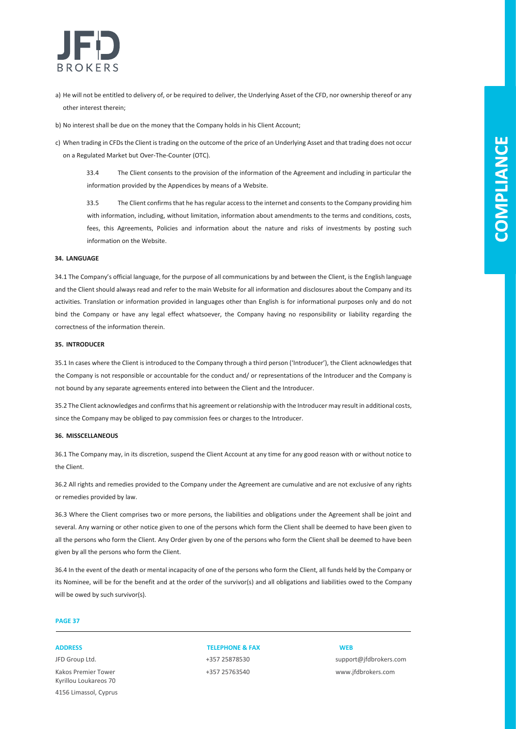a) He will not be entitled to delivery of, or be required to deliver, the Underlying Asset of the CFD, nor ownership thereof or any other interest therein;

b) No interest shall be due on the money that the Company holds in his Client Account;

c) When trading in CFDs the Client is trading on the outcome of the price of an Underlying Asset and that trading does not occur on a Regulated Market but Over-The-Counter (OTC).

33.4 The Client consents to the provision of the information of the Agreement and including in particular the information provided by the Appendices by means of a Website.

33.5 The Client confirms that he has regular access to the internet and consents to the Company providing him with information, including, without limitation, information about amendments to the terms and conditions, costs, fees, this Agreements, Policies and information about the nature and risks of investments by posting such information on the Website.

**34. LANGUAGE**

34.1 The Company's official language, for the purpose of all communications by and between the Client, is the English language and the Client should always read and refer to the main Website for all information and disclosures about the Company and its activities. Translation or information provided in languages other than English is for informational purposes only and do not bind the Company or have any legal effect whatsoever, the Company having no responsibility or liability regarding the correctness of the information therein.

**35. INTRODUCER**

35.1 In cases where the Client is introduced to the Company through a third person ('Introducer'), the Client acknowledges that the Company is not responsible or accountable for the conduct and/ or representations of the Introducer and the Company is not bound by any separate agreements entered into between the Client and the Introducer.

35.2 The Client acknowledges and confirms that his agreement or relationship with the Introducer may result in additional costs, since the Company may be obliged to pay commission fees or charges to the Introducer.

**36. MISSCELLANEOUS**

36.1 The Company may, in its discretion, suspend the Client Account at any time for any good reason with or without notice to the Client.

36.2 All rights and remedies provided to the Company under the Agreement are cumulative and are not exclusive of any rights or remedies provided by law.

36.3 Where the Client comprises two or more persons, the liabilities and obligations under the Agreement shall be joint and several. Any warning or other notice given to one of the persons which form the Client shall be deemed to have been given to all the persons who form the Client. Any Order given by one of the persons who form the Client shall be deemed to have been given by all the persons who form the Client.

36.4 In the event of the death or mental incapacity of one of the persons who form the Client, all funds held by the Company or its Nominee, will be for the benefit and at the order of the survivor(s) and all obligations and liabilities owed to the Company will be owed by such survivor(s).